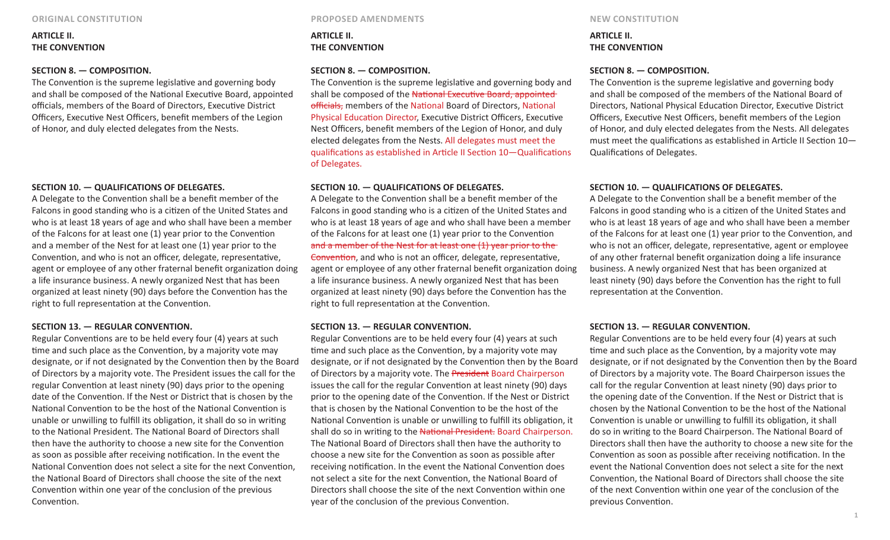## ORIGINAL CONSTITUTION

### ARTICLE II.
### THE CONVENTION

**SECTION 8. — COMPOSITION.**

The Convention is the supreme legislative and governing body and shall be composed of the National Executive Board, appointed officials, members of the Board of Directors, Executive District Officers, Executive Nest Officers, benefit members of the Legion of Honor, and duly elected delegates from the Nests.

**SECTION 10. — QUALIFICATIONS OF DELEGATES.**

A Delegate to the Convention shall be a benefit member of the Falcons in good standing who is a citizen of the United States and who is at least 18 years of age and who shall have been a member of the Falcons for at least one (1) year prior to the Convention and a member of the Nest for at least one (1) year prior to the Convention, and who is not an officer, delegate, representative, agent or employee of any other fraternal benefit organization doing a life insurance business. A newly organized Nest that has been organized at least ninety (90) days before the Convention has the right to full representation at the Convention.

**SECTION 13. — REGULAR CONVENTION.**

Regular Conventions are to be held every four (4) years at such time and such place as the Convention, by a majority vote may designate, or if not designated by the Convention then by the Board of Directors by a majority vote. The President issues the call for the regular Convention at least ninety (90) days prior to the opening date of the Convention. If the Nest or District that is chosen by the National Convention to be the host of the National Convention is unable or unwilling to fulfill its obligation, it shall do so in writing to the National President. The National Board of Directors shall then have the authority to choose a new site for the Convention as soon as possible after receiving notification. In the event the National Convention does not select a site for the next Convention, the National Board of Directors shall choose the site of the next Convention within one year of the conclusion of the previous Convention.

## PROPOSED AMENDMENTS

### ARTICLE II.
### THE CONVENTION

**SECTION 8. — COMPOSITION.**

The Convention is the supreme legislative and governing body and shall be composed of the ~~National Executive Board, appointed officials,~~ members of the National Board of Directors, National Physical Education Director, Executive District Officers, Executive Nest Officers, benefit members of the Legion of Honor, and duly elected delegates from the Nests. All delegates must meet the qualifications as established in Article II Section 10—Qualifications of Delegates.

**SECTION 10. — QUALIFICATIONS OF DELEGATES.**

A Delegate to the Convention shall be a benefit member of the Falcons in good standing who is a citizen of the United States and who is at least 18 years of age and who shall have been a member of the Falcons for at least one (1) year prior to the Convention ~~and a member of the Nest for at least one (1) year prior to the Convention~~, and who is not an officer, delegate, representative, agent or employee of any other fraternal benefit organization doing a life insurance business. A newly organized Nest that has been organized at least ninety (90) days before the Convention has the right to full representation at the Convention.

**SECTION 13. — REGULAR CONVENTION.**

Regular Conventions are to be held every four (4) years at such time and such place as the Convention, by a majority vote may designate, or if not designated by the Convention then by the Board of Directors by a majority vote. The ~~President~~ Board Chairperson issues the call for the regular Convention at least ninety (90) days prior to the opening date of the Convention. If the Nest or District that is chosen by the National Convention to be the host of the National Convention is unable or unwilling to fulfill its obligation, it shall do so in writing to the ~~National President.~~ Board Chairperson. The National Board of Directors shall then have the authority to choose a new site for the Convention as soon as possible after receiving notification. In the event the National Convention does not select a site for the next Convention, the National Board of Directors shall choose the site of the next Convention within one year of the conclusion of the previous Convention.

## NEW CONSTITUTION

### ARTICLE II.
### THE CONVENTION

**SECTION 8. — COMPOSITION.**

The Convention is the supreme legislative and governing body and shall be composed of the members of the National Board of Directors, National Physical Education Director, Executive District Officers, Executive Nest Officers, benefit members of the Legion of Honor, and duly elected delegates from the Nests. All delegates must meet the qualifications as established in Article II Section 10—Qualifications of Delegates.

**SECTION 10. — QUALIFICATIONS OF DELEGATES.**

A Delegate to the Convention shall be a benefit member of the Falcons in good standing who is a citizen of the United States and who is at least 18 years of age and who shall have been a member of the Falcons for at least one (1) year prior to the Convention, and who is not an officer, delegate, representative, agent or employee of any other fraternal benefit organization doing a life insurance business. A newly organized Nest that has been organized at least ninety (90) days before the Convention has the right to full representation at the Convention.

**SECTION 13. — REGULAR CONVENTION.**

Regular Conventions are to be held every four (4) years at such time and such place as the Convention, by a majority vote may designate, or if not designated by the Convention then by the Board of Directors by a majority vote. The Board Chairperson issues the call for the regular Convention at least ninety (90) days prior to the opening date of the Convention. If the Nest or District that is chosen by the National Convention to be the host of the National Convention is unable or unwilling to fulfill its obligation, it shall do so in writing to the Board Chairperson. The National Board of Directors shall then have the authority to choose a new site for the Convention as soon as possible after receiving notification. In the event the National Convention does not select a site for the next Convention, the National Board of Directors shall choose the site of the next Convention within one year of the conclusion of the previous Convention.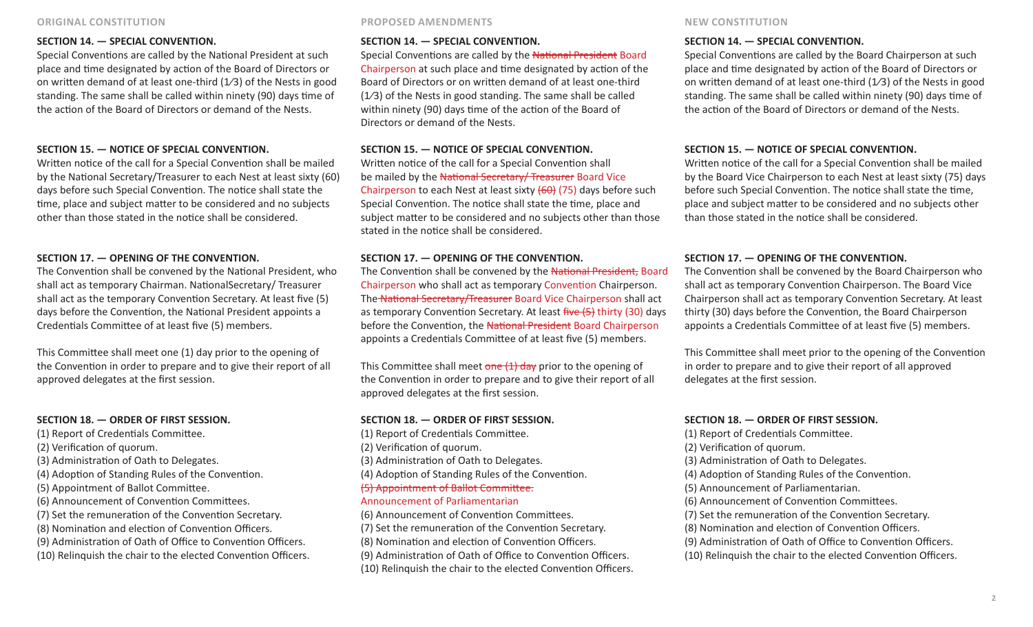## ORIGINAL CONSTITUTION

### SECTION 14. — SPECIAL CONVENTION.

Special Conventions are called by the National President at such place and time designated by action of the Board of Directors or on written demand of at least one-third (1⁄3) of the Nests in good standing. The same shall be called within ninety (90) days time of the action of the Board of Directors or demand of the Nests.

### SECTION 15. — NOTICE OF SPECIAL CONVENTION.

Written notice of the call for a Special Convention shall be mailed by the National Secretary/Treasurer to each Nest at least sixty (60) days before such Special Convention. The notice shall state the time, place and subject matter to be considered and no subjects other than those stated in the notice shall be considered.

### SECTION 17. — OPENING OF THE CONVENTION.

The Convention shall be convened by the National President, who shall act as temporary Chairman. NationalSecretary/ Treasurer shall act as the temporary Convention Secretary. At least five (5) days before the Convention, the National President appoints a Credentials Committee of at least five (5) members.

This Committee shall meet one (1) day prior to the opening of the Convention in order to prepare and to give their report of all approved delegates at the first session.

### SECTION 18. — ORDER OF FIRST SESSION.

(1) Report of Credentials Committee.
(2) Verification of quorum.
(3) Administration of Oath to Delegates.
(4) Adoption of Standing Rules of the Convention.
(5) Appointment of Ballot Committee.
(6) Announcement of Convention Committees.
(7) Set the remuneration of the Convention Secretary.
(8) Nomination and election of Convention Officers.
(9) Administration of Oath of Office to Convention Officers.
(10) Relinquish the chair to the elected Convention Officers.

## PROPOSED AMENDMENTS

### SECTION 14. — SPECIAL CONVENTION.

Special Conventions are called by the ~~National President~~ Board Chairperson at such place and time designated by action of the Board of Directors or on written demand of at least one-third (1⁄3) of the Nests in good standing. The same shall be called within ninety (90) days time of the action of the Board of Directors or demand of the Nests.

### SECTION 15. — NOTICE OF SPECIAL CONVENTION.

Written notice of the call for a Special Convention shall be mailed by the ~~National Secretary/ Treasurer~~ Board Vice Chairperson to each Nest at least sixty ~~(60)~~ (75) days before such Special Convention. The notice shall state the time, place and subject matter to be considered and no subjects other than those stated in the notice shall be considered.

### SECTION 17. — OPENING OF THE CONVENTION.

The Convention shall be convened by the ~~National President,~~ Board Chairperson who shall act as temporary Convention Chairperson. The ~~National Secretary/Treasurer~~ Board Vice Chairperson shall act as temporary Convention Secretary. At least ~~five (5)~~ thirty (30) days before the Convention, the ~~National President~~ Board Chairperson appoints a Credentials Committee of at least five (5) members.

This Committee shall meet ~~one (1) day~~ prior to the opening of the Convention in order to prepare and to give their report of all approved delegates at the first session.

### SECTION 18. — ORDER OF FIRST SESSION.

(1) Report of Credentials Committee.
(2) Verification of quorum.
(3) Administration of Oath to Delegates.
(4) Adoption of Standing Rules of the Convention.
~~(5) Appointment of Ballot Committee.~~
Announcement of Parliamentarian
(6) Announcement of Convention Committees.
(7) Set the remuneration of the Convention Secretary.
(8) Nomination and election of Convention Officers.
(9) Administration of Oath of Office to Convention Officers.
(10) Relinquish the chair to the elected Convention Officers.

## NEW CONSTITUTION

### SECTION 14. — SPECIAL CONVENTION.

Special Conventions are called by the Board Chairperson at such place and time designated by action of the Board of Directors or on written demand of at least one-third (1⁄3) of the Nests in good standing. The same shall be called within ninety (90) days time of the action of the Board of Directors or demand of the Nests.

### SECTION 15. — NOTICE OF SPECIAL CONVENTION.

Written notice of the call for a Special Convention shall be mailed by the Board Vice Chairperson to each Nest at least sixty (75) days before such Special Convention. The notice shall state the time, place and subject matter to be considered and no subjects other than those stated in the notice shall be considered.

### SECTION 17. — OPENING OF THE CONVENTION.

The Convention shall be convened by the Board Chairperson who shall act as temporary Convention Chairperson. The Board Vice Chairperson shall act as temporary Convention Secretary. At least thirty (30) days before the Convention, the Board Chairperson appoints a Credentials Committee of at least five (5) members.

This Committee shall meet prior to the opening of the Convention in order to prepare and to give their report of all approved delegates at the first session.

### SECTION 18. — ORDER OF FIRST SESSION.

(1) Report of Credentials Committee.
(2) Verification of quorum.
(3) Administration of Oath to Delegates.
(4) Adoption of Standing Rules of the Convention.
(5) Announcement of Parliamentarian.
(6) Announcement of Convention Committees.
(7) Set the remuneration of the Convention Secretary.
(8) Nomination and election of Convention Officers.
(9) Administration of Oath of Office to Convention Officers.
(10) Relinquish the chair to the elected Convention Officers.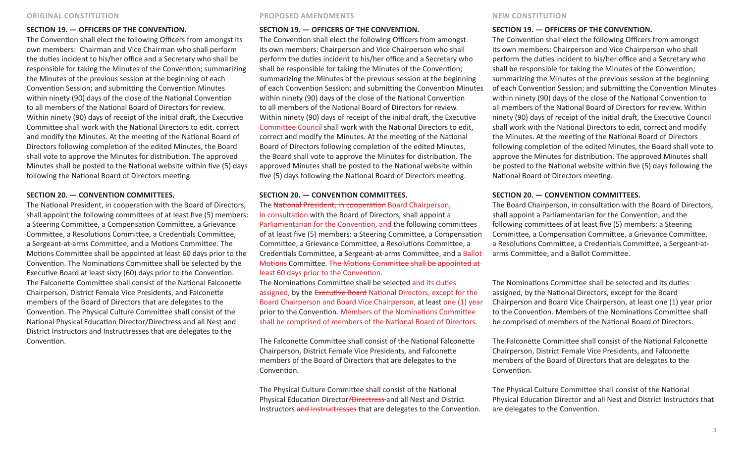## ORIGINAL CONSTITUTION

### SECTION 19. — OFFICERS OF THE CONVENTION.

The Convention shall elect the following Officers from amongst its own members: Chairman and Vice Chairman who shall perform the duties incident to his/her office and a Secretary who shall be responsible for taking the Minutes of the Convention; summarizing the Minutes of the previous session at the beginning of each Convention Session; and submitting the Convention Minutes within ninety (90) days of the close of the National Convention to all members of the National Board of Directors for review. Within ninety (90) days of receipt of the initial draft, the Executive Committee shall work with the National Directors to edit, correct and modify the Minutes. At the meeting of the National Board of Directors following completion of the edited Minutes, the Board shall vote to approve the Minutes for distribution. The approved Minutes shall be posted to the National website within five (5) days following the National Board of Directors meeting.

### SECTION 20. — CONVENTION COMMITTEES.

The National President, in cooperation with the Board of Directors, shall appoint the following committees of at least five (5) members: a Steering Committee, a Compensation Committee, a Grievance Committee, a Resolutions Committee, a Credentials Committee, a Sergeant-at-arms Committee, and a Motions Committee. The Motions Committee shall be appointed at least 60 days prior to the Convention. The Nominations Committee shall be selected by the Executive Board at least sixty (60) days prior to the Convention. The Falconette Committee shall consist of the National Falconette Chairperson, District Female Vice Presidents, and Falconette members of the Board of Directors that are delegates to the Convention. The Physical Culture Committee shall consist of the National Physical Education Director/Directress and all Nest and District Instructors and Instructresses that are delegates to the Convention.

## PROPOSED AMENDMENTS

### SECTION 19. — OFFICERS OF THE CONVENTION.

The Convention shall elect the following Officers from amongst its own members: Chairperson and Vice Chairperson who shall perform the duties incident to his/her office and a Secretary who shall be responsible for taking the Minutes of the Convention; summarizing the Minutes of the previous session at the beginning of each Convention Session; and submitting the Convention Minutes within ninety (90) days of the close of the National Convention to all members of the National Board of Directors for review. Within ninety (90) days of receipt of the initial draft, the Executive ~~Committee~~ Council shall work with the National Directors to edit, correct and modify the Minutes. At the meeting of the National Board of Directors following completion of the edited Minutes, the Board shall vote to approve the Minutes for distribution. The approved Minutes shall be posted to the National website within five (5) days following the National Board of Directors meeting.

### SECTION 20. — CONVENTION COMMITTEES.

The ~~National President, in cooperation~~ Board Chairperson, in consultation with the Board of Directors, shall appoint a Parliamentarian for the Convention, and the following committees of at least five (5) members: a Steering Committee, a Compensation Committee, a Grievance Committee, a Resolutions Committee, a Credentials Committee, a Sergeant-at-arms Committee, and a Ballot ~~Motions~~ Committee. ~~The Motions Committee shall be appointed at least 60 days prior to the Convention.~~

The Nominations Committee shall be selected and its duties assigned, by the ~~Executive Board~~ National Directors, except for the Board Chairperson and Board Vice Chairperson, at least one (1) year prior to the Convention. Members of the Nominations Committee shall be comprised of members of the National Board of Directors.

The Falconette Committee shall consist of the National Falconette Chairperson, District Female Vice Presidents, and Falconette members of the Board of Directors that are delegates to the Convention.

The Physical Culture Committee shall consist of the National Physical Education Director~~/Directress~~ and all Nest and District Instructors ~~and Instructresses~~ that are delegates to the Convention.

## NEW CONSTITUTION

### SECTION 19. — OFFICERS OF THE CONVENTION.

The Convention shall elect the following Officers from amongst its own members: Chairperson and Vice Chairperson who shall perform the duties incident to his/her office and a Secretary who shall be responsible for taking the Minutes of the Convention; summarizing the Minutes of the previous session at the beginning of each Convention Session; and submitting the Convention Minutes within ninety (90) days of the close of the National Convention to all members of the National Board of Directors for review. Within ninety (90) days of receipt of the initial draft, the Executive Council shall work with the National Directors to edit, correct and modify the Minutes. At the meeting of the National Board of Directors following completion of the edited Minutes, the Board shall vote to approve the Minutes for distribution. The approved Minutes shall be posted to the National website within five (5) days following the National Board of Directors meeting.

### SECTION 20. — CONVENTION COMMITTEES.

The Board Chairperson, in consultation with the Board of Directors, shall appoint a Parliamentarian for the Convention, and the following committees of at least five (5) members: a Steering Committee, a Compensation Committee, a Grievance Committee, a Resolutions Committee, a Credentials Committee, a Sergeant-at-arms Committee, and a Ballot Committee.

The Nominations Committee shall be selected and its duties assigned, by the National Directors, except for the Board Chairperson and Board Vice Chairperson, at least one (1) year prior to the Convention. Members of the Nominations Committee shall be comprised of members of the National Board of Directors.

The Falconette Committee shall consist of the National Falconette Chairperson, District Female Vice Presidents, and Falconette members of the Board of Directors that are delegates to the Convention.

The Physical Culture Committee shall consist of the National Physical Education Director and all Nest and District Instructors that are delegates to the Convention.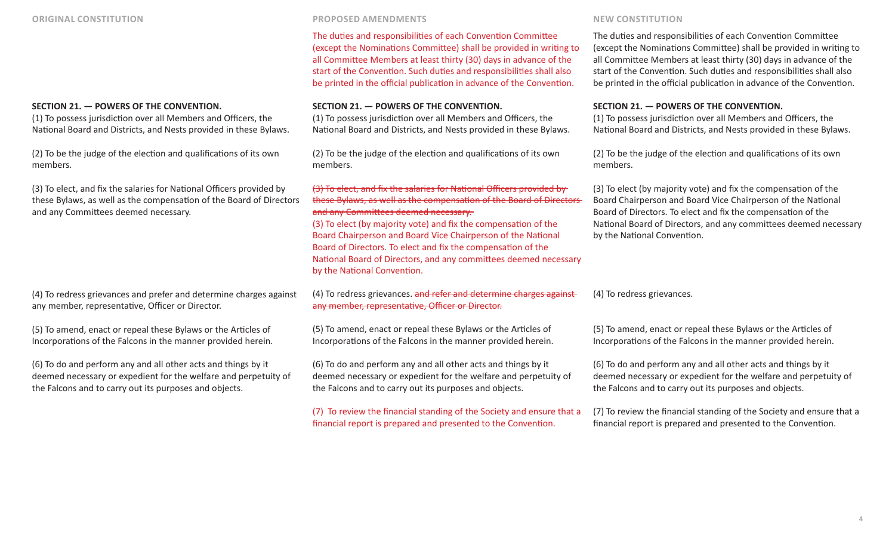| ORIGINAL CONSTITUTION | PROPOSED AMENDMENTS | NEW CONSTITUTION |
|---|---|---|
| | The duties and responsibilities of each Convention Committee (except the Nominations Committee) shall be provided in writing to all Committee Members at least thirty (30) days in advance of the start of the Convention. Such duties and responsibilities shall also be printed in the official publication in advance of the Convention. | The duties and responsibilities of each Convention Committee (except the Nominations Committee) shall be provided in writing to all Committee Members at least thirty (30) days in advance of the start of the Convention. Such duties and responsibilities shall also be printed in the official publication in advance of the Convention. |
| **SECTION 21. — POWERS OF THE CONVENTION.** | **SECTION 21. — POWERS OF THE CONVENTION.** | **SECTION 21. — POWERS OF THE CONVENTION.** |
| (1) To possess jurisdiction over all Members and Officers, the National Board and Districts, and Nests provided in these Bylaws. | (1) To possess jurisdiction over all Members and Officers, the National Board and Districts, and Nests provided in these Bylaws. | (1) To possess jurisdiction over all Members and Officers, the National Board and Districts, and Nests provided in these Bylaws. |
| (2) To be the judge of the election and qualifications of its own members. | (2) To be the judge of the election and qualifications of its own members. | (2) To be the judge of the election and qualifications of its own members. |
| (3) To elect, and fix the salaries for National Officers provided by these Bylaws, as well as the compensation of the Board of Directors and any Committees deemed necessary. | ~~(3) To elect, and fix the salaries for National Officers provided by these Bylaws, as well as the compensation of the Board of Directors and any Committees deemed necessary.~~ (3) To elect (by majority vote) and fix the compensation of the Board Chairperson and Board Vice Chairperson of the National Board of Directors. To elect and fix the compensation of the National Board of Directors, and any committees deemed necessary by the National Convention. | (3) To elect (by majority vote) and fix the compensation of the Board Chairperson and Board Vice Chairperson of the National Board of Directors. To elect and fix the compensation of the National Board of Directors, and any committees deemed necessary by the National Convention. |
| (4) To redress grievances and prefer and determine charges against any member, representative, Officer or Director. | (4) To redress grievances. ~~and refer and determine charges against any member, representative, Officer or Director.~~ | (4) To redress grievances. |
| (5) To amend, enact or repeal these Bylaws or the Articles of Incorporations of the Falcons in the manner provided herein. | (5) To amend, enact or repeal these Bylaws or the Articles of Incorporations of the Falcons in the manner provided herein. | (5) To amend, enact or repeal these Bylaws or the Articles of Incorporations of the Falcons in the manner provided herein. |
| (6) To do and perform any and all other acts and things by it deemed necessary or expedient for the welfare and perpetuity of the Falcons and to carry out its purposes and objects. | (6) To do and perform any and all other acts and things by it deemed necessary or expedient for the welfare and perpetuity of the Falcons and to carry out its purposes and objects. | (6) To do and perform any and all other acts and things by it deemed necessary or expedient for the welfare and perpetuity of the Falcons and to carry out its purposes and objects. |
| | (7) To review the financial standing of the Society and ensure that a financial report is prepared and presented to the Convention. | (7) To review the financial standing of the Society and ensure that a financial report is prepared and presented to the Convention. |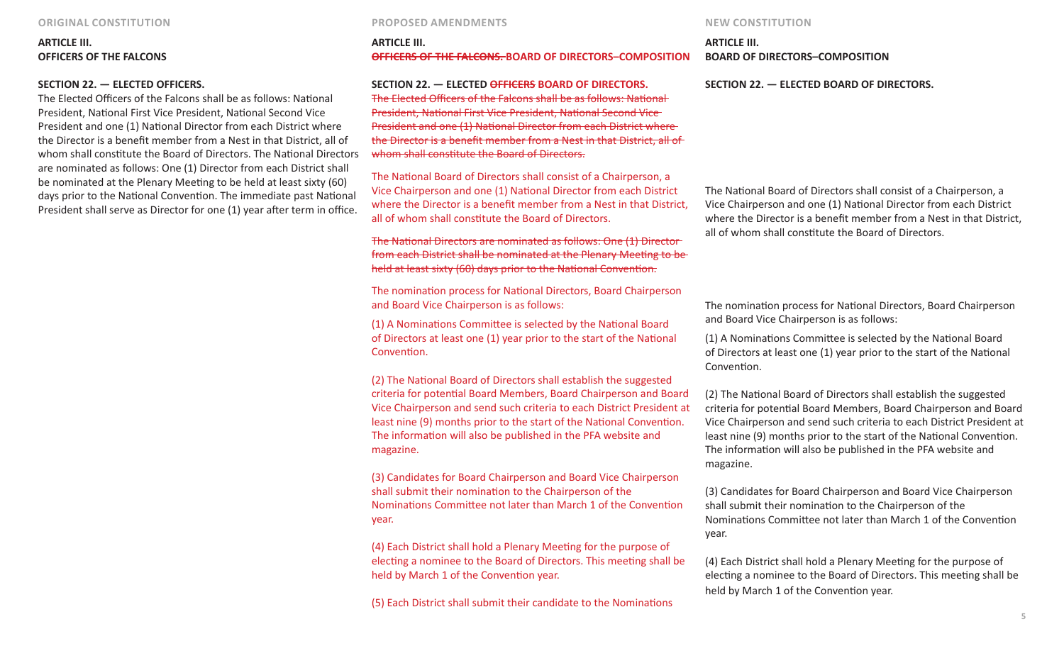## ORIGINAL CONSTITUTION

**ARTICLE III.**
**OFFICERS OF THE FALCONS**

**SECTION 22. — ELECTED OFFICERS.**

The Elected Officers of the Falcons shall be as follows: National President, National First Vice President, National Second Vice President and one (1) National Director from each District where the Director is a benefit member from a Nest in that District, all of whom shall constitute the Board of Directors. The National Directors are nominated as follows: One (1) Director from each District shall be nominated at the Plenary Meeting to be held at least sixty (60) days prior to the National Convention. The immediate past National President shall serve as Director for one (1) year after term in office.

## PROPOSED AMENDMENTS

**ARTICLE III.**
**~~OFFICERS OF THE FALCONS.~~ BOARD OF DIRECTORS–COMPOSITION**

**SECTION 22. — ELECTED ~~OFFICERS~~ BOARD OF DIRECTORS.**

~~The Elected Officers of the Falcons shall be as follows: National President, National First Vice President, National Second Vice President and one (1) National Director from each District where the Director is a benefit member from a Nest in that District, all of whom shall constitute the Board of Directors.~~

The National Board of Directors shall consist of a Chairperson, a Vice Chairperson and one (1) National Director from each District where the Director is a benefit member from a Nest in that District, all of whom shall constitute the Board of Directors.

~~The National Directors are nominated as follows: One (1) Director from each District shall be nominated at the Plenary Meeting to be held at least sixty (60) days prior to the National Convention.~~

The nomination process for National Directors, Board Chairperson and Board Vice Chairperson is as follows:

(1) A Nominations Committee is selected by the National Board of Directors at least one (1) year prior to the start of the National Convention.

(2) The National Board of Directors shall establish the suggested criteria for potential Board Members, Board Chairperson and Board Vice Chairperson and send such criteria to each District President at least nine (9) months prior to the start of the National Convention. The information will also be published in the PFA website and magazine.

(3) Candidates for Board Chairperson and Board Vice Chairperson shall submit their nomination to the Chairperson of the Nominations Committee not later than March 1 of the Convention year.

(4) Each District shall hold a Plenary Meeting for the purpose of electing a nominee to the Board of Directors. This meeting shall be held by March 1 of the Convention year.

(5) Each District shall submit their candidate to the Nominations

## NEW CONSTITUTION

**ARTICLE III.**
**BOARD OF DIRECTORS–COMPOSITION**

**SECTION 22. — ELECTED BOARD OF DIRECTORS.**

The National Board of Directors shall consist of a Chairperson, a Vice Chairperson and one (1) National Director from each District where the Director is a benefit member from a Nest in that District, all of whom shall constitute the Board of Directors.

The nomination process for National Directors, Board Chairperson and Board Vice Chairperson is as follows:

(1) A Nominations Committee is selected by the National Board of Directors at least one (1) year prior to the start of the National Convention.

(2) The National Board of Directors shall establish the suggested criteria for potential Board Members, Board Chairperson and Board Vice Chairperson and send such criteria to each District President at least nine (9) months prior to the start of the National Convention. The information will also be published in the PFA website and magazine.

(3) Candidates for Board Chairperson and Board Vice Chairperson shall submit their nomination to the Chairperson of the Nominations Committee not later than March 1 of the Convention year.

(4) Each District shall hold a Plenary Meeting for the purpose of electing a nominee to the Board of Directors. This meeting shall be held by March 1 of the Convention year.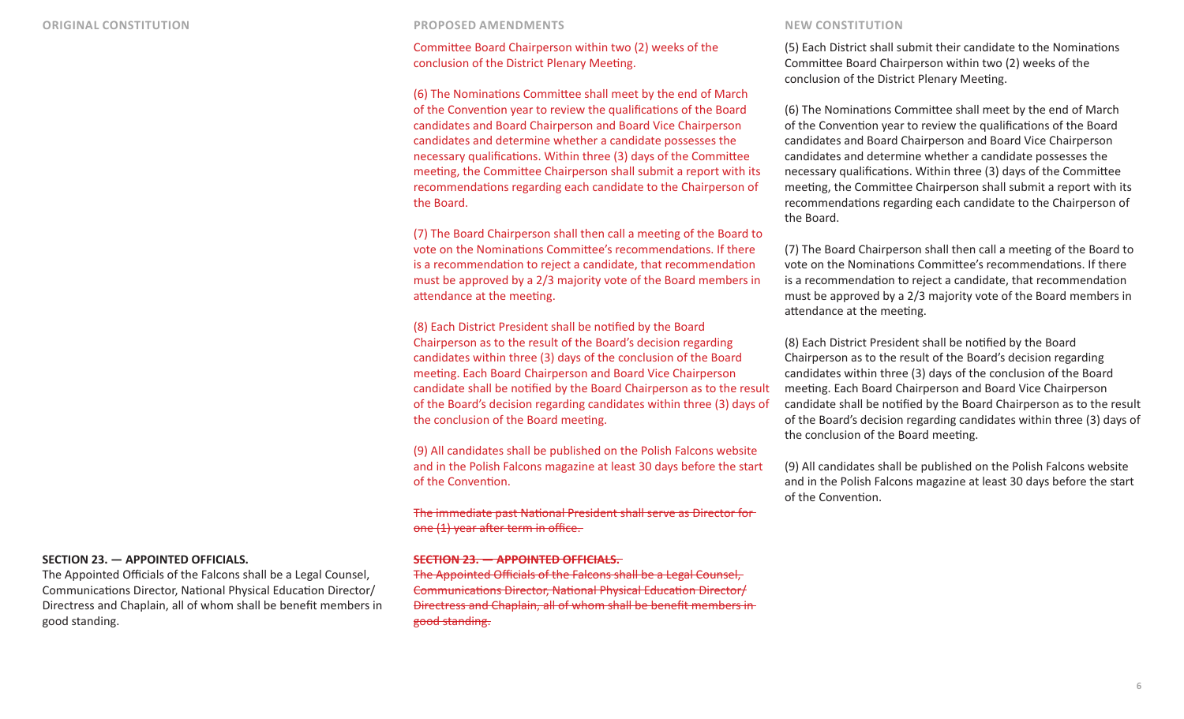**ORIGINAL CONSTITUTION**

**SECTION 23. — APPOINTED OFFICIALS.**
The Appointed Officials of the Falcons shall be a Legal Counsel, Communications Director, National Physical Education Director/ Directress and Chaplain, all of whom shall be benefit members in good standing.

**PROPOSED AMENDMENTS**

Committee Board Chairperson within two (2) weeks of the conclusion of the District Plenary Meeting.

(6) The Nominations Committee shall meet by the end of March of the Convention year to review the qualifications of the Board candidates and Board Chairperson and Board Vice Chairperson candidates and determine whether a candidate possesses the necessary qualifications. Within three (3) days of the Committee meeting, the Committee Chairperson shall submit a report with its recommendations regarding each candidate to the Chairperson of the Board.

(7) The Board Chairperson shall then call a meeting of the Board to vote on the Nominations Committee's recommendations. If there is a recommendation to reject a candidate, that recommendation must be approved by a 2/3 majority vote of the Board members in attendance at the meeting.

(8) Each District President shall be notified by the Board Chairperson as to the result of the Board's decision regarding candidates within three (3) days of the conclusion of the Board meeting. Each Board Chairperson and Board Vice Chairperson candidate shall be notified by the Board Chairperson as to the result of the Board's decision regarding candidates within three (3) days of the conclusion of the Board meeting.

(9) All candidates shall be published on the Polish Falcons website and in the Polish Falcons magazine at least 30 days before the start of the Convention.

~~The immediate past National President shall serve as Director for one (1) year after term in office.~~

~~**SECTION 23. — APPOINTED OFFICIALS.**~~
~~The Appointed Officials of the Falcons shall be a Legal Counsel, Communications Director, National Physical Education Director/ Directress and Chaplain, all of whom shall be benefit members in good standing.~~

**NEW CONSTITUTION**

(5) Each District shall submit their candidate to the Nominations Committee Board Chairperson within two (2) weeks of the conclusion of the District Plenary Meeting.

(6) The Nominations Committee shall meet by the end of March of the Convention year to review the qualifications of the Board candidates and Board Chairperson and Board Vice Chairperson candidates and determine whether a candidate possesses the necessary qualifications. Within three (3) days of the Committee meeting, the Committee Chairperson shall submit a report with its recommendations regarding each candidate to the Chairperson of the Board.

(7) The Board Chairperson shall then call a meeting of the Board to vote on the Nominations Committee's recommendations. If there is a recommendation to reject a candidate, that recommendation must be approved by a 2/3 majority vote of the Board members in attendance at the meeting.

(8) Each District President shall be notified by the Board Chairperson as to the result of the Board's decision regarding candidates within three (3) days of the conclusion of the Board meeting. Each Board Chairperson and Board Vice Chairperson candidate shall be notified by the Board Chairperson as to the result of the Board's decision regarding candidates within three (3) days of the conclusion of the Board meeting.

(9) All candidates shall be published on the Polish Falcons website and in the Polish Falcons magazine at least 30 days before the start of the Convention.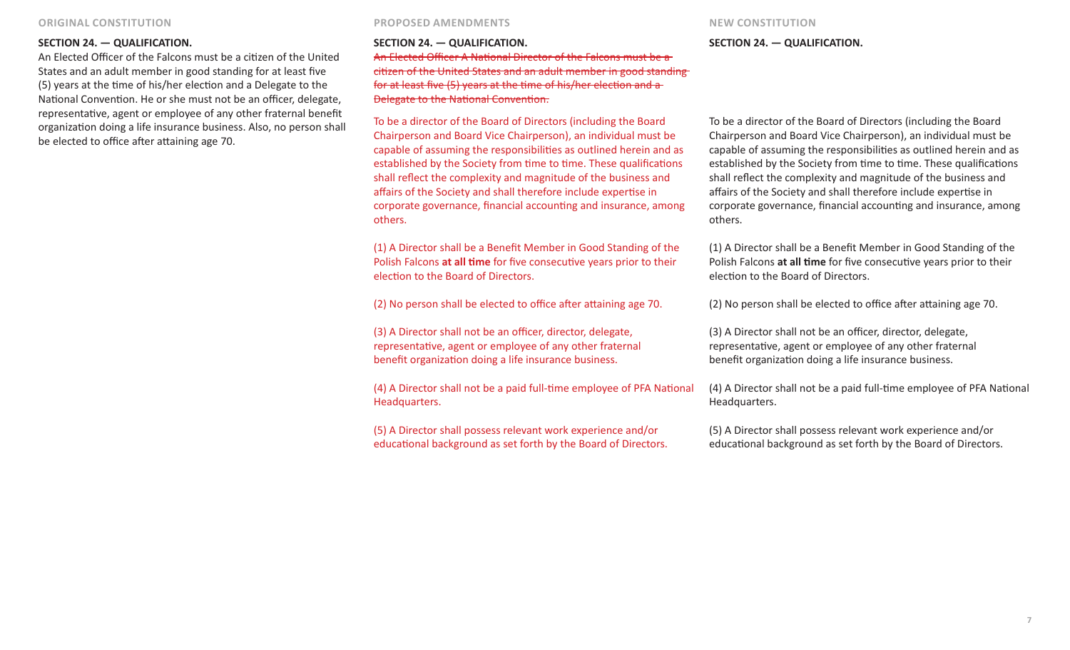## ORIGINAL CONSTITUTION

**SECTION 24. — QUALIFICATION.**

An Elected Officer of the Falcons must be a citizen of the United States and an adult member in good standing for at least five (5) years at the time of his/her election and a Delegate to the National Convention. He or she must not be an officer, delegate, representative, agent or employee of any other fraternal benefit organization doing a life insurance business. Also, no person shall be elected to office after attaining age 70.

## PROPOSED AMENDMENTS

**SECTION 24. — QUALIFICATION.**

~~An Elected Officer A National Director of the Falcons must be a citizen of the United States and an adult member in good standing for at least five (5) years at the time of his/her election and a Delegate to the National Convention.~~

To be a director of the Board of Directors (including the Board Chairperson and Board Vice Chairperson), an individual must be capable of assuming the responsibilities as outlined herein and as established by the Society from time to time. These qualifications shall reflect the complexity and magnitude of the business and affairs of the Society and shall therefore include expertise in corporate governance, financial accounting and insurance, among others.

(1) A Director shall be a Benefit Member in Good Standing of the Polish Falcons **at all time** for five consecutive years prior to their election to the Board of Directors.

(2) No person shall be elected to office after attaining age 70.

(3) A Director shall not be an officer, director, delegate, representative, agent or employee of any other fraternal benefit organization doing a life insurance business.

(4) A Director shall not be a paid full-time employee of PFA National Headquarters.

(5) A Director shall possess relevant work experience and/or educational background as set forth by the Board of Directors.

## NEW CONSTITUTION

**SECTION 24. — QUALIFICATION.**

To be a director of the Board of Directors (including the Board Chairperson and Board Vice Chairperson), an individual must be capable of assuming the responsibilities as outlined herein and as established by the Society from time to time. These qualifications shall reflect the complexity and magnitude of the business and affairs of the Society and shall therefore include expertise in corporate governance, financial accounting and insurance, among others.

(1) A Director shall be a Benefit Member in Good Standing of the Polish Falcons **at all time** for five consecutive years prior to their election to the Board of Directors.

(2) No person shall be elected to office after attaining age 70.

(3) A Director shall not be an officer, director, delegate, representative, agent or employee of any other fraternal benefit organization doing a life insurance business.

(4) A Director shall not be a paid full-time employee of PFA National Headquarters.

(5) A Director shall possess relevant work experience and/or educational background as set forth by the Board of Directors.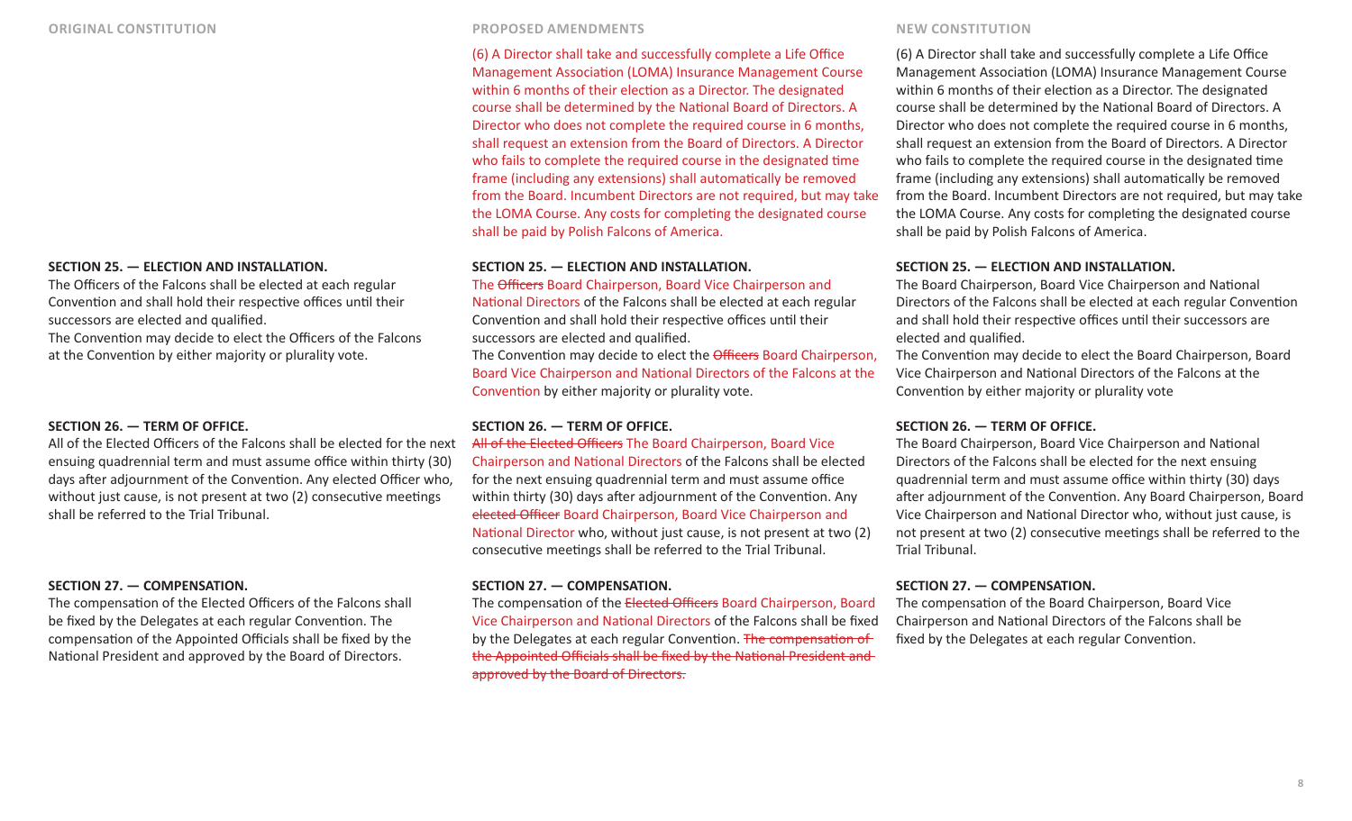| ORIGINAL CONSTITUTION | PROPOSED AMENDMENTS | NEW CONSTITUTION |
|---|---|---|
| | (6) A Director shall take and successfully complete a Life Office Management Association (LOMA) Insurance Management Course within 6 months of their election as a Director. The designated course shall be determined by the National Board of Directors. A Director who does not complete the required course in 6 months, shall request an extension from the Board of Directors. A Director who fails to complete the required course in the designated time frame (including any extensions) shall automatically be removed from the Board. Incumbent Directors are not required, but may take the LOMA Course. Any costs for completing the designated course shall be paid by Polish Falcons of America. | (6) A Director shall take and successfully complete a Life Office Management Association (LOMA) Insurance Management Course within 6 months of their election as a Director. The designated course shall be determined by the National Board of Directors. A Director who does not complete the required course in 6 months, shall request an extension from the Board of Directors. A Director who fails to complete the required course in the designated time frame (including any extensions) shall automatically be removed from the Board. Incumbent Directors are not required, but may take the LOMA Course. Any costs for completing the designated course shall be paid by Polish Falcons of America. |
| **SECTION 25. — ELECTION AND INSTALLATION.**<br>The Officers of the Falcons shall be elected at each regular Convention and shall hold their respective offices until their successors are elected and qualified.<br>The Convention may decide to elect the Officers of the Falcons at the Convention by either majority or plurality vote. | **SECTION 25. — ELECTION AND INSTALLATION.**<br>The ~~Officers~~ Board Chairperson, Board Vice Chairperson and National Directors of the Falcons shall be elected at each regular Convention and shall hold their respective offices until their successors are elected and qualified.<br>The Convention may decide to elect the ~~Officers~~ Board Chairperson, Board Vice Chairperson and National Directors of the Falcons at the Convention by either majority or plurality vote. | **SECTION 25. — ELECTION AND INSTALLATION.**<br>The Board Chairperson, Board Vice Chairperson and National Directors of the Falcons shall be elected at each regular Convention and shall hold their respective offices until their successors are elected and qualified.<br>The Convention may decide to elect the Board Chairperson, Board Vice Chairperson and National Directors of the Falcons at the Convention by either majority or plurality vote |
| **SECTION 26. — TERM OF OFFICE.**<br>All of the Elected Officers of the Falcons shall be elected for the next ensuing quadrennial term and must assume office within thirty (30) days after adjournment of the Convention. Any elected Officer who, without just cause, is not present at two (2) consecutive meetings shall be referred to the Trial Tribunal. | **SECTION 26. — TERM OF OFFICE.**<br>~~All of the Elected Officers~~ The Board Chairperson, Board Vice Chairperson and National Directors of the Falcons shall be elected for the next ensuing quadrennial term and must assume office within thirty (30) days after adjournment of the Convention. Any ~~elected Officer~~ Board Chairperson, Board Vice Chairperson and National Director who, without just cause, is not present at two (2) consecutive meetings shall be referred to the Trial Tribunal. | **SECTION 26. — TERM OF OFFICE.**<br>The Board Chairperson, Board Vice Chairperson and National Directors of the Falcons shall be elected for the next ensuing quadrennial term and must assume office within thirty (30) days after adjournment of the Convention. Any Board Chairperson, Board Vice Chairperson and National Director who, without just cause, is not present at two (2) consecutive meetings shall be referred to the Trial Tribunal. |
| **SECTION 27. — COMPENSATION.**<br>The compensation of the Elected Officers of the Falcons shall be fixed by the Delegates at each regular Convention. The compensation of the Appointed Officials shall be fixed by the National President and approved by the Board of Directors. | **SECTION 27. — COMPENSATION.**<br>The compensation of the ~~Elected Officers~~ Board Chairperson, Board Vice Chairperson and National Directors of the Falcons shall be fixed by the Delegates at each regular Convention. ~~The compensation of the Appointed Officials shall be fixed by the National President and approved by the Board of Directors.~~ | **SECTION 27. — COMPENSATION.**<br>The compensation of the Board Chairperson, Board Vice Chairperson and National Directors of the Falcons shall be fixed by the Delegates at each regular Convention. |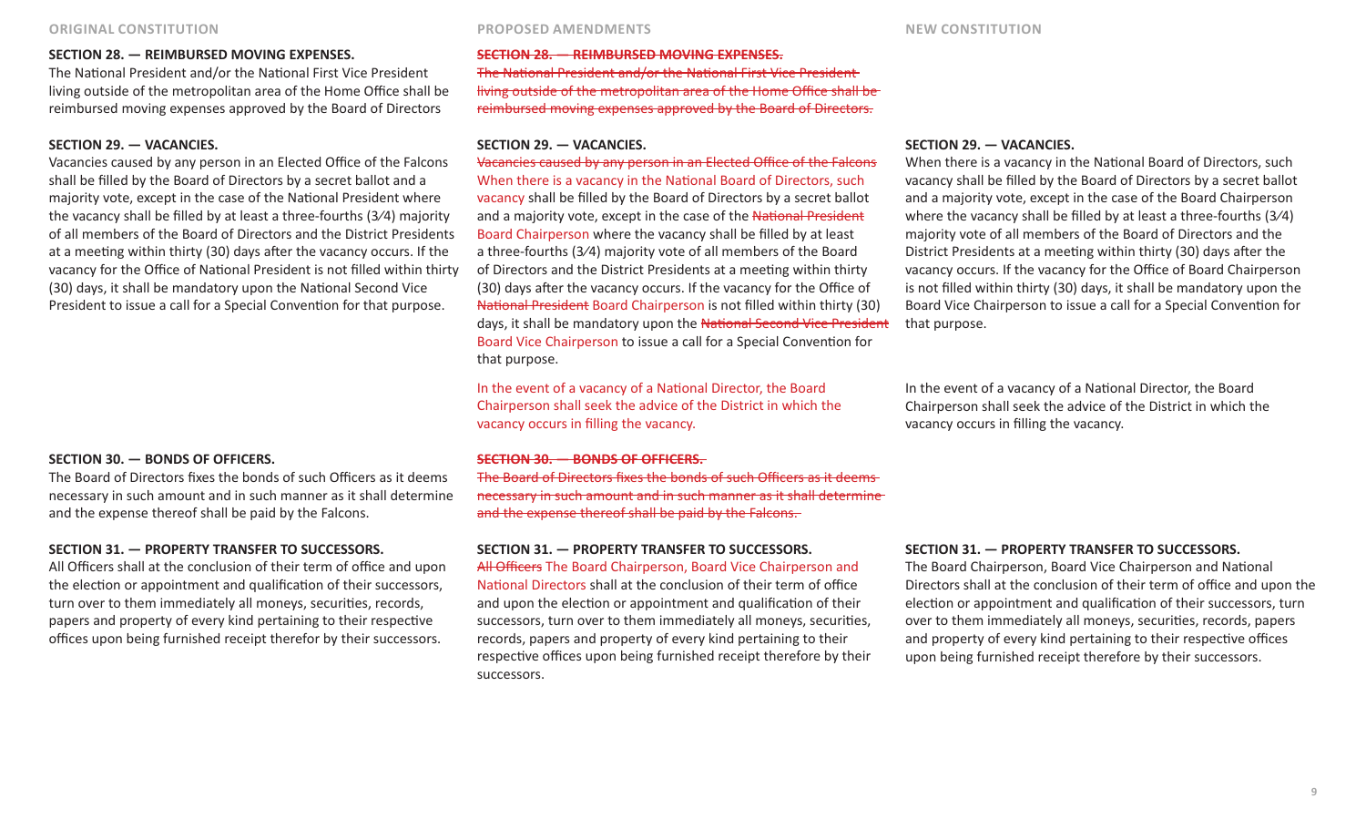| ORIGINAL CONSTITUTION | PROPOSED AMENDMENTS | NEW CONSTITUTION |
|---|---|---|
| **SECTION 28. — REIMBURSED MOVING EXPENSES.** The National President and/or the National First Vice President living outside of the metropolitan area of the Home Office shall be reimbursed moving expenses approved by the Board of Directors | ~~**SECTION 28. — REIMBURSED MOVING EXPENSES.**~~ ~~The National President and/or the National First Vice President living outside of the metropolitan area of the Home Office shall be reimbursed moving expenses approved by the Board of Directors.~~ | |
| **SECTION 29. — VACANCIES.** Vacancies caused by any person in an Elected Office of the Falcons shall be filled by the Board of Directors by a secret ballot and a majority vote, except in the case of the National President where the vacancy shall be filled by at least a three-fourths (3⁄4) majority of all members of the Board of Directors and the District Presidents at a meeting within thirty (30) days after the vacancy occurs. If the vacancy for the Office of National President is not filled within thirty (30) days, it shall be mandatory upon the National Second Vice President to issue a call for a Special Convention for that purpose. | **SECTION 29. — VACANCIES.** ~~Vacancies caused by any person in an Elected Office of the Falcons~~ When there is a vacancy in the National Board of Directors, such vacancy shall be filled by the Board of Directors by a secret ballot and a majority vote, except in the case of the ~~National President~~ Board Chairperson where the vacancy shall be filled by at least a three-fourths (3⁄4) majority vote of all members of the Board of Directors and the District Presidents at a meeting within thirty (30) days after the vacancy occurs. If the vacancy for the Office of ~~National President~~ Board Chairperson is not filled within thirty (30) days, it shall be mandatory upon the ~~National Second Vice President~~ Board Vice Chairperson to issue a call for a Special Convention for that purpose.<br><br>In the event of a vacancy of a National Director, the Board Chairperson shall seek the advice of the District in which the vacancy occurs in filling the vacancy. | **SECTION 29. — VACANCIES.** When there is a vacancy in the National Board of Directors, such vacancy shall be filled by the Board of Directors by a secret ballot and a majority vote, except in the case of the Board Chairperson where the vacancy shall be filled by at least a three-fourths (3⁄4) majority vote of all members of the Board of Directors and the District Presidents at a meeting within thirty (30) days after the vacancy occurs. If the vacancy for the Office of Board Chairperson is not filled within thirty (30) days, it shall be mandatory upon the Board Vice Chairperson to issue a call for a Special Convention for that purpose.<br><br>In the event of a vacancy of a National Director, the Board Chairperson shall seek the advice of the District in which the vacancy occurs in filling the vacancy. |
| **SECTION 30. — BONDS OF OFFICERS.** The Board of Directors fixes the bonds of such Officers as it deems necessary in such amount and in such manner as it shall determine and the expense thereof shall be paid by the Falcons. | ~~**SECTION 30. — BONDS OF OFFICERS.**~~ ~~The Board of Directors fixes the bonds of such Officers as it deems necessary in such amount and in such manner as it shall determine and the expense thereof shall be paid by the Falcons.~~ | |
| **SECTION 31. — PROPERTY TRANSFER TO SUCCESSORS.** All Officers shall at the conclusion of their term of office and upon the election or appointment and qualification of their successors, turn over to them immediately all moneys, securities, records, papers and property of every kind pertaining to their respective offices upon being furnished receipt therefor by their successors. | **SECTION 31. — PROPERTY TRANSFER TO SUCCESSORS.** ~~All Officers~~ The Board Chairperson, Board Vice Chairperson and National Directors shall at the conclusion of their term of office and upon the election or appointment and qualification of their successors, turn over to them immediately all moneys, securities, records, papers and property of every kind pertaining to their respective offices upon being furnished receipt therefore by their successors. | **SECTION 31. — PROPERTY TRANSFER TO SUCCESSORS.** The Board Chairperson, Board Vice Chairperson and National Directors shall at the conclusion of their term of office and upon the election or appointment and qualification of their successors, turn over to them immediately all moneys, securities, records, papers and property of every kind pertaining to their respective offices upon being furnished receipt therefore by their successors. |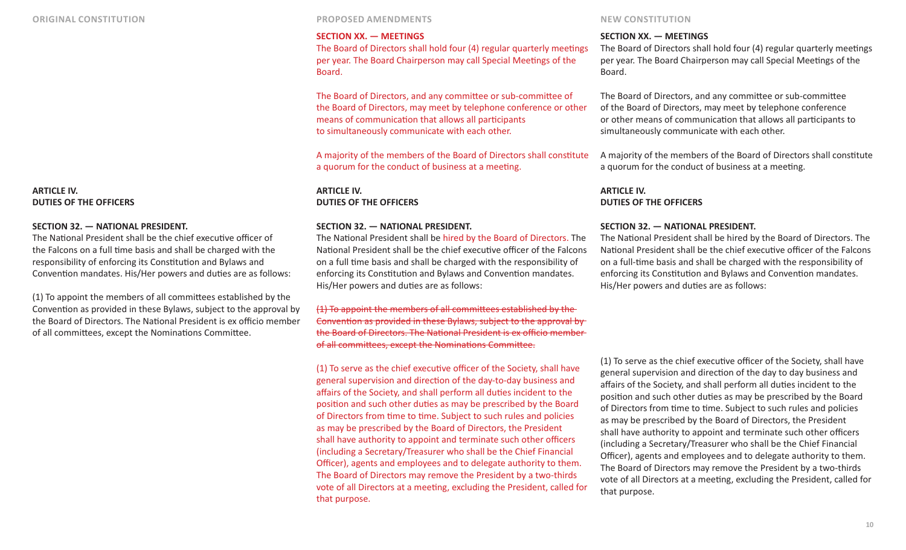## ORIGINAL CONSTITUTION

### ARTICLE IV. DUTIES OF THE OFFICERS

**SECTION 32. — NATIONAL PRESIDENT.**
The National President shall be the chief executive officer of the Falcons on a full time basis and shall be charged with the responsibility of enforcing its Constitution and Bylaws and Convention mandates. His/Her powers and duties are as follows:

(1) To appoint the members of all committees established by the Convention as provided in these Bylaws, subject to the approval by the Board of Directors. The National President is ex officio member of all committees, except the Nominations Committee.

## PROPOSED AMENDMENTS

**SECTION XX. — MEETINGS**
The Board of Directors shall hold four (4) regular quarterly meetings per year. The Board Chairperson may call Special Meetings of the Board.

The Board of Directors, and any committee or sub-committee of the Board of Directors, may meet by telephone conference or other means of communication that allows all participants to simultaneously communicate with each other.

A majority of the members of the Board of Directors shall constitute a quorum for the conduct of business at a meeting.

### ARTICLE IV. DUTIES OF THE OFFICERS

**SECTION 32. — NATIONAL PRESIDENT.**
The National President shall be hired by the Board of Directors. The National President shall be the chief executive officer of the Falcons on a full time basis and shall be charged with the responsibility of enforcing its Constitution and Bylaws and Convention mandates. His/Her powers and duties are as follows:

~~(1) To appoint the members of all committees established by the Convention as provided in these Bylaws, subject to the approval by the Board of Directors. The National President is ex officio member of all committees, except the Nominations Committee.~~

(1) To serve as the chief executive officer of the Society, shall have general supervision and direction of the day-to-day business and affairs of the Society, and shall perform all duties incident to the position and such other duties as may be prescribed by the Board of Directors from time to time. Subject to such rules and policies as may be prescribed by the Board of Directors, the President shall have authority to appoint and terminate such other officers (including a Secretary/Treasurer who shall be the Chief Financial Officer), agents and employees and to delegate authority to them. The Board of Directors may remove the President by a two-thirds vote of all Directors at a meeting, excluding the President, called for that purpose.

## NEW CONSTITUTION

**SECTION XX. — MEETINGS**
The Board of Directors shall hold four (4) regular quarterly meetings per year. The Board Chairperson may call Special Meetings of the Board.

The Board of Directors, and any committee or sub-committee of the Board of Directors, may meet by telephone conference or other means of communication that allows all participants to simultaneously communicate with each other.

A majority of the members of the Board of Directors shall constitute a quorum for the conduct of business at a meeting.

### ARTICLE IV. DUTIES OF THE OFFICERS

**SECTION 32. — NATIONAL PRESIDENT.**
The National President shall be hired by the Board of Directors. The National President shall be the chief executive officer of the Falcons on a full-time basis and shall be charged with the responsibility of enforcing its Constitution and Bylaws and Convention mandates. His/Her powers and duties are as follows:

(1) To serve as the chief executive officer of the Society, shall have general supervision and direction of the day to day business and affairs of the Society, and shall perform all duties incident to the position and such other duties as may be prescribed by the Board of Directors from time to time. Subject to such rules and policies as may be prescribed by the Board of Directors, the President shall have authority to appoint and terminate such other officers (including a Secretary/Treasurer who shall be the Chief Financial Officer), agents and employees and to delegate authority to them. The Board of Directors may remove the President by a two-thirds vote of all Directors at a meeting, excluding the President, called for that purpose.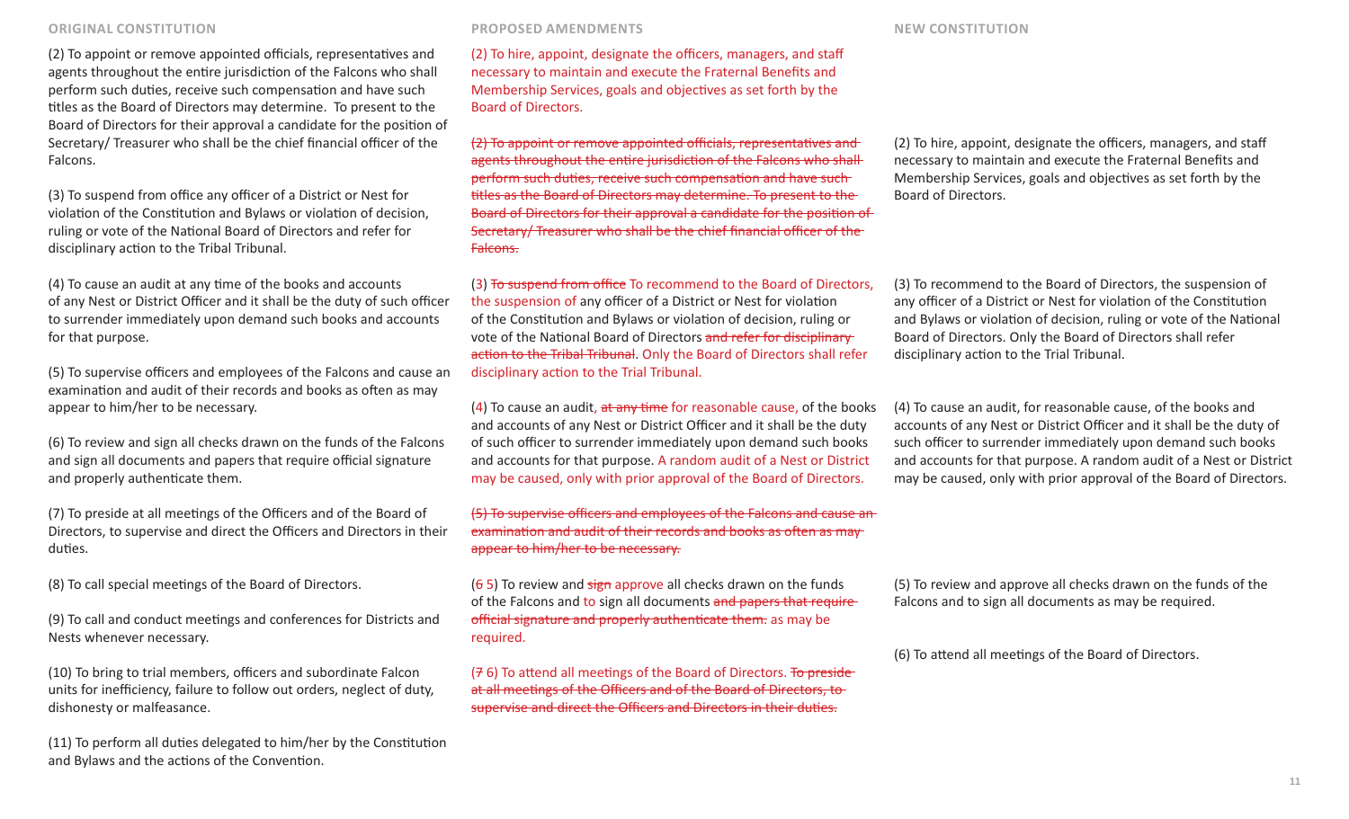| ORIGINAL CONSTITUTION | PROPOSED AMENDMENTS | NEW CONSTITUTION |
|---|---|---|
| | (2) To hire, appoint, designate the officers, managers, and staff necessary to maintain and execute the Fraternal Benefits and Membership Services, goals and objectives as set forth by the Board of Directors. | |
| (2) To appoint or remove appointed officials, representatives and agents throughout the entire jurisdiction of the Falcons who shall perform such duties, receive such compensation and have such titles as the Board of Directors may determine. To present to the Board of Directors for their approval a candidate for the position of Secretary/ Treasurer who shall be the chief financial officer of the Falcons. | ~~(2) To appoint or remove appointed officials, representatives and agents throughout the entire jurisdiction of the Falcons who shall perform such duties, receive such compensation and have such titles as the Board of Directors may determine. To present to the Board of Directors for their approval a candidate for the position of Secretary/ Treasurer who shall be the chief financial officer of the Falcons.~~ | (2) To hire, appoint, designate the officers, managers, and staff necessary to maintain and execute the Fraternal Benefits and Membership Services, goals and objectives as set forth by the Board of Directors. |
| (3) To suspend from office any officer of a District or Nest for violation of the Constitution and Bylaws or violation of decision, ruling or vote of the National Board of Directors and refer for disciplinary action to the Tribal Tribunal. | (3) ~~To suspend from office~~ To recommend to the Board of Directors, the suspension of any officer of a District or Nest for violation of the Constitution and Bylaws or violation of decision, ruling or vote of the National Board of Directors ~~and refer for disciplinary action to the Tribal Tribunal~~. Only the Board of Directors shall refer disciplinary action to the Trial Tribunal. | (3) To recommend to the Board of Directors, the suspension of any officer of a District or Nest for violation of the Constitution and Bylaws or violation of decision, ruling or vote of the National Board of Directors. Only the Board of Directors shall refer disciplinary action to the Trial Tribunal. |
| (4) To cause an audit at any time of the books and accounts of any Nest or District Officer and it shall be the duty of such officer to surrender immediately upon demand such books and accounts for that purpose. | (4) To cause an audit, ~~at any time~~ for reasonable cause, of the books and accounts of any Nest or District Officer and it shall be the duty of such officer to surrender immediately upon demand such books and accounts for that purpose. A random audit of a Nest or District may be caused, only with prior approval of the Board of Directors. | (4) To cause an audit, for reasonable cause, of the books and accounts of any Nest or District Officer and it shall be the duty of such officer to surrender immediately upon demand such books and accounts for that purpose. A random audit of a Nest or District may be caused, only with prior approval of the Board of Directors. |
| (5) To supervise officers and employees of the Falcons and cause an examination and audit of their records and books as often as may appear to him/her to be necessary. | ~~(5) To supervise officers and employees of the Falcons and cause an examination and audit of their records and books as often as may appear to him/her to be necessary.~~ | |
| (6) To review and sign all checks drawn on the funds of the Falcons and sign all documents and papers that require official signature and properly authenticate them. | (~~6~~ 5) To review and ~~sign~~ approve all checks drawn on the funds of the Falcons and to sign all documents ~~and papers that require official signature and properly authenticate them.~~ as may be required. | (5) To review and approve all checks drawn on the funds of the Falcons and to sign all documents as may be required. |
| (7) To preside at all meetings of the Officers and of the Board of Directors, to supervise and direct the Officers and Directors in their duties. | (~~7~~ 6) To attend all meetings of the Board of Directors. ~~To preside at all meetings of the Officers and of the Board of Directors, to supervise and direct the Officers and Directors in their duties.~~ | (6) To attend all meetings of the Board of Directors. |
| (8) To call special meetings of the Board of Directors. | | |
| (9) To call and conduct meetings and conferences for Districts and Nests whenever necessary. | | |
| (10) To bring to trial members, officers and subordinate Falcon units for inefficiency, failure to follow out orders, neglect of duty, dishonesty or malfeasance. | | |
| (11) To perform all duties delegated to him/her by the Constitution and Bylaws and the actions of the Convention. | | |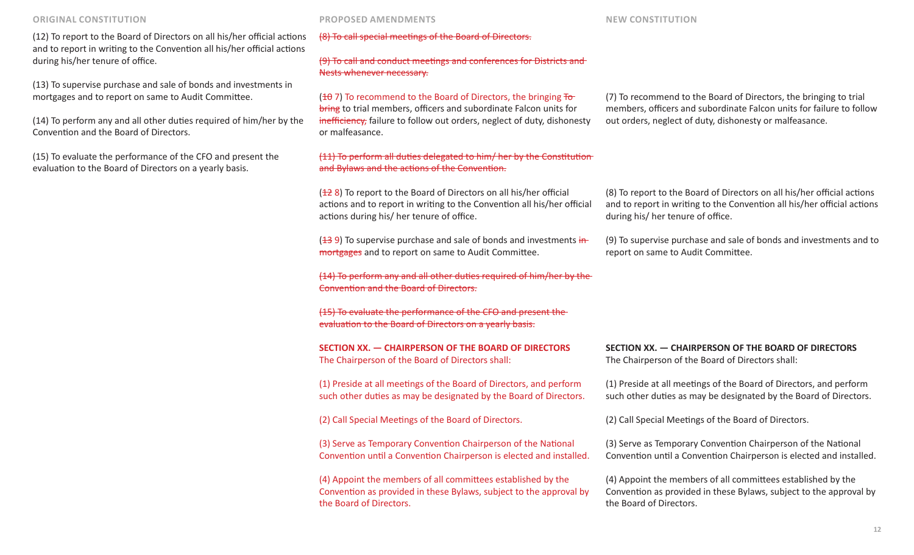| ORIGINAL CONSTITUTION | PROPOSED AMENDMENTS | NEW CONSTITUTION |
| --- | --- | --- |
| (12) To report to the Board of Directors on all his/her official actions and to report in writing to the Convention all his/her official actions during his/her tenure of office. | ~~(8) To call special meetings of the Board of Directors.~~ | |
| (13) To supervise purchase and sale of bonds and investments in mortgages and to report on same to Audit Committee. | ~~(9) To call and conduct meetings and conferences for Districts and Nests whenever necessary.~~ | |
| (14) To perform any and all other duties required of him/her by the Convention and the Board of Directors. | (~~10~~ 7) To recommend to the Board of Directors, the bringing ~~To bring~~ to trial members, officers and subordinate Falcon units for ~~inefficiency,~~ failure to follow out orders, neglect of duty, dishonesty or malfeasance. | (7) To recommend to the Board of Directors, the bringing to trial members, officers and subordinate Falcon units for failure to follow out orders, neglect of duty, dishonesty or malfeasance. |
| (15) To evaluate the performance of the CFO and present the evaluation to the Board of Directors on a yearly basis. | ~~(11) To perform all duties delegated to him/ her by the Constitution and Bylaws and the actions of the Convention.~~ | |
| | (~~12~~ 8) To report to the Board of Directors on all his/her official actions and to report in writing to the Convention all his/her official actions during his/ her tenure of office. | (8) To report to the Board of Directors on all his/her official actions and to report in writing to the Convention all his/her official actions during his/ her tenure of office. |
| | (~~13~~ 9) To supervise purchase and sale of bonds and investments ~~in mortgages~~ and to report on same to Audit Committee. | (9) To supervise purchase and sale of bonds and investments and to report on same to Audit Committee. |
| | ~~(14) To perform any and all other duties required of him/her by the Convention and the Board of Directors.~~ | |
| | ~~(15) To evaluate the performance of the CFO and present the evaluation to the Board of Directors on a yearly basis.~~ | |
| | **SECTION XX. — CHAIRPERSON OF THE BOARD OF DIRECTORS** The Chairperson of the Board of Directors shall: | **SECTION XX. — CHAIRPERSON OF THE BOARD OF DIRECTORS** The Chairperson of the Board of Directors shall: |
| | (1) Preside at all meetings of the Board of Directors, and perform such other duties as may be designated by the Board of Directors. | (1) Preside at all meetings of the Board of Directors, and perform such other duties as may be designated by the Board of Directors. |
| | (2) Call Special Meetings of the Board of Directors. | (2) Call Special Meetings of the Board of Directors. |
| | (3) Serve as Temporary Convention Chairperson of the National Convention until a Convention Chairperson is elected and installed. | (3) Serve as Temporary Convention Chairperson of the National Convention until a Convention Chairperson is elected and installed. |
| | (4) Appoint the members of all committees established by the Convention as provided in these Bylaws, subject to the approval by the Board of Directors. | (4) Appoint the members of all committees established by the Convention as provided in these Bylaws, subject to the approval by the Board of Directors. |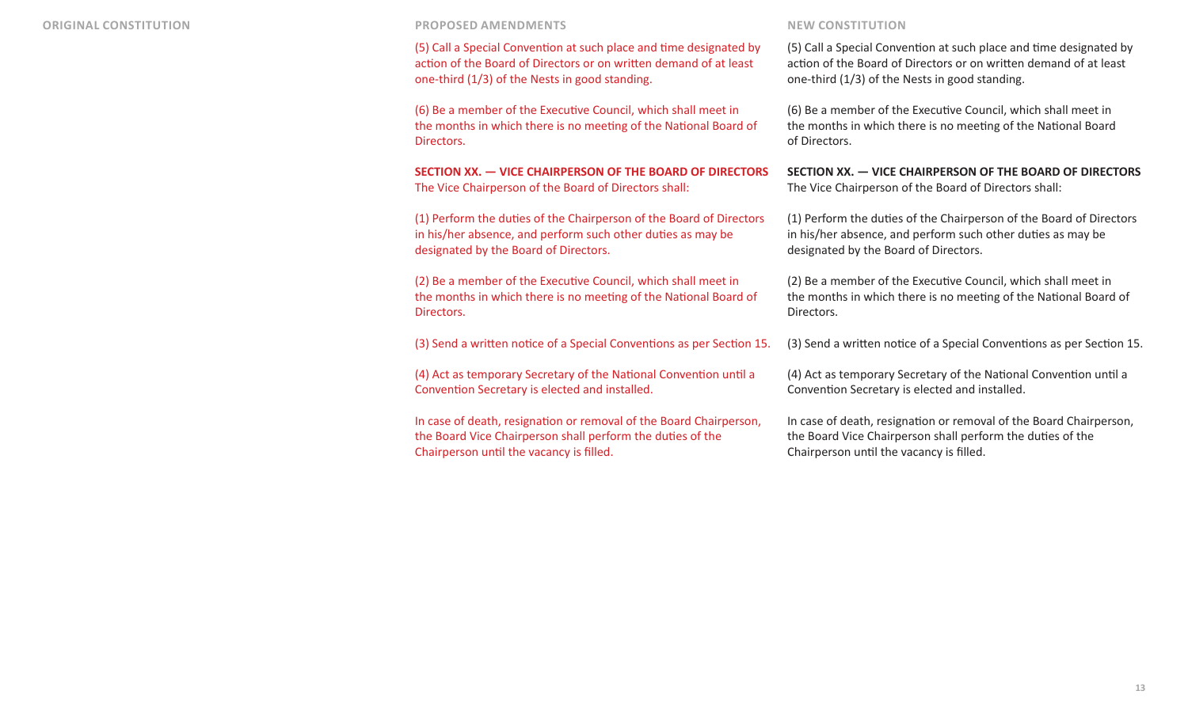| ORIGINAL CONSTITUTION | PROPOSED AMENDMENTS | NEW CONSTITUTION |
| --- | --- | --- |
| | (5) Call a Special Convention at such place and time designated by action of the Board of Directors or on written demand of at least one-third (1/3) of the Nests in good standing. | (5) Call a Special Convention at such place and time designated by action of the Board of Directors or on written demand of at least one-third (1/3) of the Nests in good standing. |
| | (6) Be a member of the Executive Council, which shall meet in the months in which there is no meeting of the National Board of Directors. | (6) Be a member of the Executive Council, which shall meet in the months in which there is no meeting of the National Board of Directors. |
| | **SECTION XX. — VICE CHAIRPERSON OF THE BOARD OF DIRECTORS** The Vice Chairperson of the Board of Directors shall: | **SECTION XX. — VICE CHAIRPERSON OF THE BOARD OF DIRECTORS** The Vice Chairperson of the Board of Directors shall: |
| | (1) Perform the duties of the Chairperson of the Board of Directors in his/her absence, and perform such other duties as may be designated by the Board of Directors. | (1) Perform the duties of the Chairperson of the Board of Directors in his/her absence, and perform such other duties as may be designated by the Board of Directors. |
| | (2) Be a member of the Executive Council, which shall meet in the months in which there is no meeting of the National Board of Directors. | (2) Be a member of the Executive Council, which shall meet in the months in which there is no meeting of the National Board of Directors. |
| | (3) Send a written notice of a Special Conventions as per Section 15. | (3) Send a written notice of a Special Conventions as per Section 15. |
| | (4) Act as temporary Secretary of the National Convention until a Convention Secretary is elected and installed. | (4) Act as temporary Secretary of the National Convention until a Convention Secretary is elected and installed. |
| | In case of death, resignation or removal of the Board Chairperson, the Board Vice Chairperson shall perform the duties of the Chairperson until the vacancy is filled. | In case of death, resignation or removal of the Board Chairperson, the Board Vice Chairperson shall perform the duties of the Chairperson until the vacancy is filled. |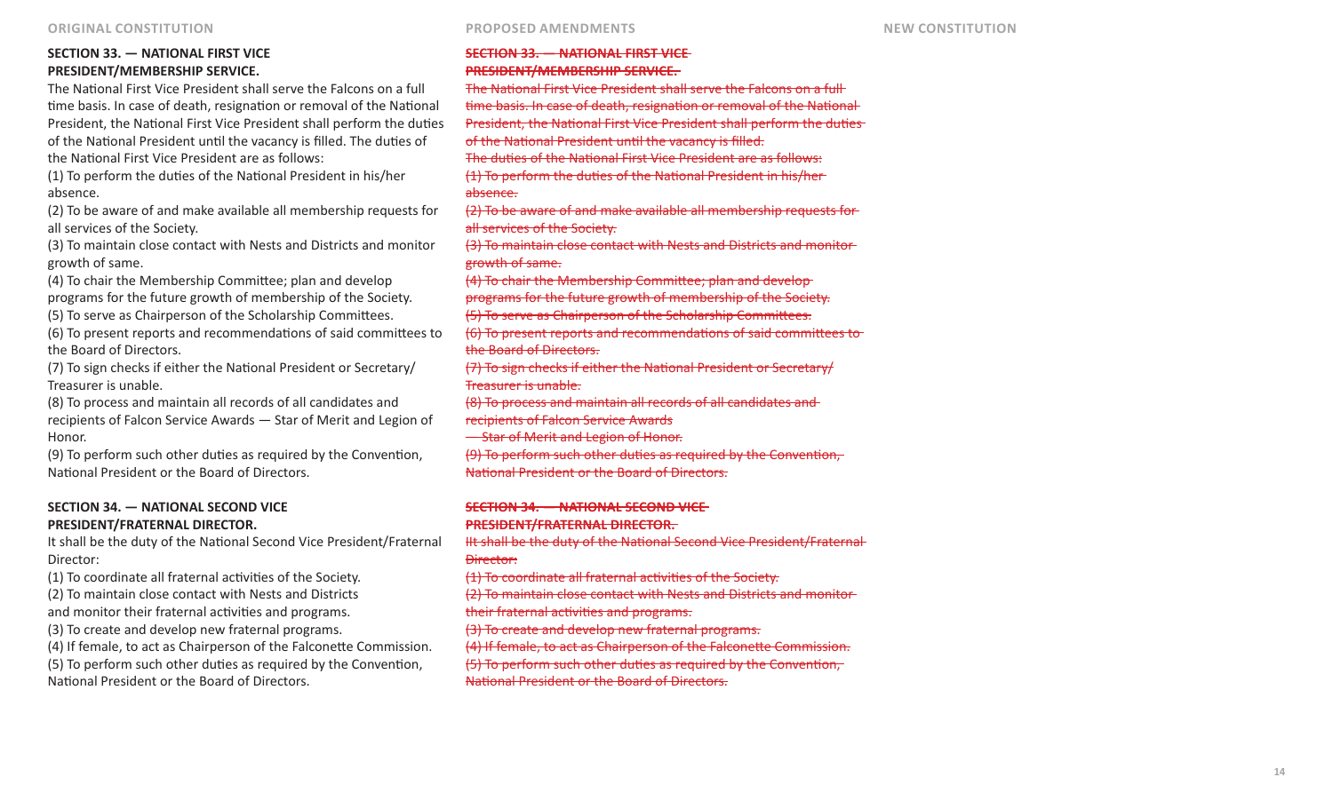**ORIGINAL CONSTITUTION** | **PROPOSED AMENDMENTS** | **NEW CONSTITUTION**

## ORIGINAL CONSTITUTION

### SECTION 33. — NATIONAL FIRST VICE PRESIDENT/MEMBERSHIP SERVICE.

The National First Vice President shall serve the Falcons on a full time basis. In case of death, resignation or removal of the National President, the National First Vice President shall perform the duties of the National President until the vacancy is filled. The duties of the National First Vice President are as follows:

(1) To perform the duties of the National President in his/her absence.

(2) To be aware of and make available all membership requests for all services of the Society.

(3) To maintain close contact with Nests and Districts and monitor growth of same.

(4) To chair the Membership Committee; plan and develop programs for the future growth of membership of the Society.

(5) To serve as Chairperson of the Scholarship Committees.

(6) To present reports and recommendations of said committees to the Board of Directors.

(7) To sign checks if either the National President or Secretary/Treasurer is unable.

(8) To process and maintain all records of all candidates and recipients of Falcon Service Awards — Star of Merit and Legion of Honor.

(9) To perform such other duties as required by the Convention, National President or the Board of Directors.

### SECTION 34. — NATIONAL SECOND VICE PRESIDENT/FRATERNAL DIRECTOR.

It shall be the duty of the National Second Vice President/Fraternal Director:

(1) To coordinate all fraternal activities of the Society.

(2) To maintain close contact with Nests and Districts and monitor their fraternal activities and programs.

(3) To create and develop new fraternal programs.

(4) If female, to act as Chairperson of the Falconette Commission.

(5) To perform such other duties as required by the Convention, National President or the Board of Directors.

## PROPOSED AMENDMENTS

~~**SECTION 33. — NATIONAL FIRST VICE PRESIDENT/MEMBERSHIP SERVICE.**~~

~~The National First Vice President shall serve the Falcons on a full time basis. In case of death, resignation or removal of the National President, the National First Vice President shall perform the duties of the National President until the vacancy is filled.~~

~~The duties of the National First Vice President are as follows:~~

~~(1) To perform the duties of the National President in his/her absence.~~

~~(2) To be aware of and make available all membership requests for all services of the Society.~~

~~(3) To maintain close contact with Nests and Districts and monitor growth of same.~~

~~(4) To chair the Membership Committee; plan and develop programs for the future growth of membership of the Society.~~

~~(5) To serve as Chairperson of the Scholarship Committees.~~

~~(6) To present reports and recommendations of said committees to the Board of Directors.~~

~~(7) To sign checks if either the National President or Secretary/Treasurer is unable.~~

~~(8) To process and maintain all records of all candidates and recipients of Falcon Service Awards — Star of Merit and Legion of Honor.~~

~~(9) To perform such other duties as required by the Convention, National President or the Board of Directors.~~

~~**SECTION 34. — NATIONAL SECOND VICE PRESIDENT/FRATERNAL DIRECTOR.**~~

~~IIt shall be the duty of the National Second Vice President/Fraternal Director:~~

~~(1) To coordinate all fraternal activities of the Society.~~

~~(2) To maintain close contact with Nests and Districts and monitor their fraternal activities and programs.~~

~~(3) To create and develop new fraternal programs.~~

~~(4) If female, to act as Chairperson of the Falconette Commission.~~

~~(5) To perform such other duties as required by the Convention, National President or the Board of Directors.~~

## NEW CONSTITUTION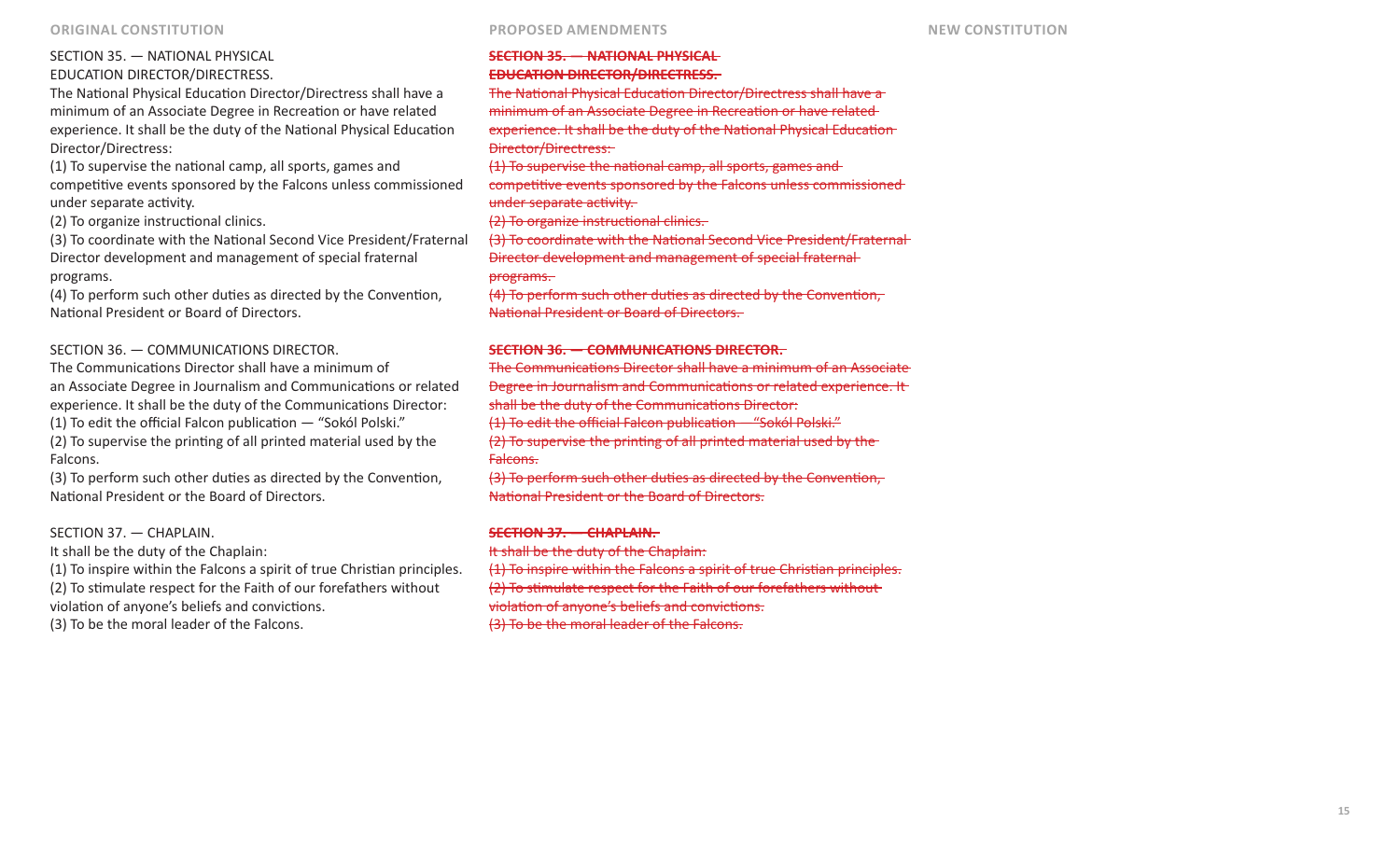| ORIGINAL CONSTITUTION | PROPOSED AMENDMENTS | NEW CONSTITUTION |
|---|---|---|
| SECTION 35. — NATIONAL PHYSICAL EDUCATION DIRECTOR/DIRECTRESS.<br>The National Physical Education Director/Directress shall have a minimum of an Associate Degree in Recreation or have related experience. It shall be the duty of the National Physical Education Director/Directress:<br>(1) To supervise the national camp, all sports, games and competitive events sponsored by the Falcons unless commissioned under separate activity.<br>(2) To organize instructional clinics.<br>(3) To coordinate with the National Second Vice President/Fraternal Director development and management of special fraternal programs.<br>(4) To perform such other duties as directed by the Convention, National President or Board of Directors. | ~~**SECTION 35. — NATIONAL PHYSICAL EDUCATION DIRECTOR/DIRECTRESS.**~~<br>~~The National Physical Education Director/Directress shall have a minimum of an Associate Degree in Recreation or have related experience. It shall be the duty of the National Physical Education Director/Directress:~~<br>~~(1) To supervise the national camp, all sports, games and competitive events sponsored by the Falcons unless commissioned under separate activity.~~<br>~~(2) To organize instructional clinics.~~<br>~~(3) To coordinate with the National Second Vice President/Fraternal Director development and management of special fraternal programs.~~<br>~~(4) To perform such other duties as directed by the Convention, National President or Board of Directors.~~ | |
| SECTION 36. — COMMUNICATIONS DIRECTOR.<br>The Communications Director shall have a minimum of an Associate Degree in Journalism and Communications or related experience. It shall be the duty of the Communications Director:<br>(1) To edit the official Falcon publication — "Sokól Polski."<br>(2) To supervise the printing of all printed material used by the Falcons.<br>(3) To perform such other duties as directed by the Convention, National President or the Board of Directors. | ~~**SECTION 36. — COMMUNICATIONS DIRECTOR.**~~<br>~~The Communications Director shall have a minimum of an Associate Degree in Journalism and Communications or related experience. It shall be the duty of the Communications Director:~~<br>~~(1) To edit the official Falcon publication — "Sokól Polski."~~<br>~~(2) To supervise the printing of all printed material used by the Falcons.~~<br>~~(3) To perform such other duties as directed by the Convention, National President or the Board of Directors.~~ | |
| SECTION 37. — CHAPLAIN.<br>It shall be the duty of the Chaplain:<br>(1) To inspire within the Falcons a spirit of true Christian principles.<br>(2) To stimulate respect for the Faith of our forefathers without violation of anyone's beliefs and convictions.<br>(3) To be the moral leader of the Falcons. | ~~**SECTION 37. — CHAPLAIN.**~~<br>~~It shall be the duty of the Chaplain:~~<br>~~(1) To inspire within the Falcons a spirit of true Christian principles.~~<br>~~(2) To stimulate respect for the Faith of our forefathers without violation of anyone's beliefs and convictions.~~<br>~~(3) To be the moral leader of the Falcons.~~ | |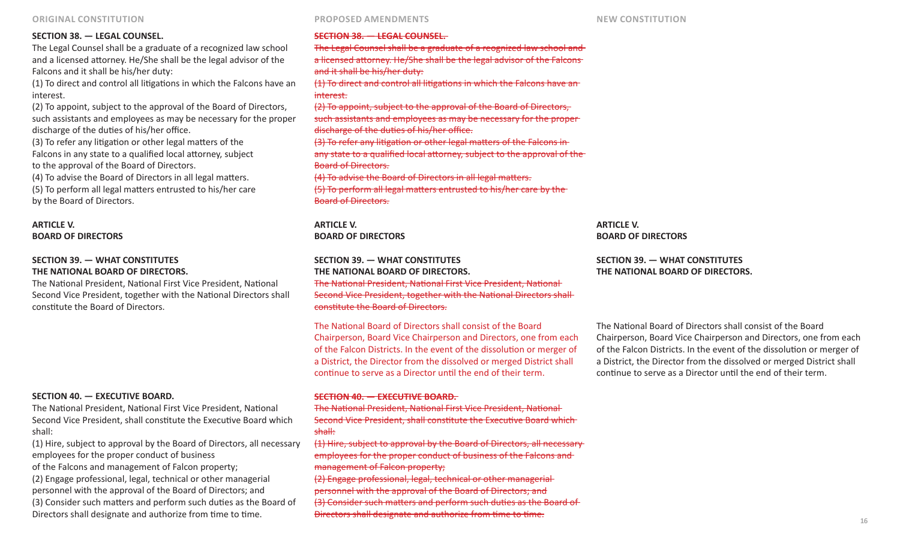| ORIGINAL CONSTITUTION | PROPOSED AMENDMENTS | NEW CONSTITUTION |
| --- | --- | --- |
| **SECTION 38. — LEGAL COUNSEL.**<br>The Legal Counsel shall be a graduate of a recognized law school and a licensed attorney. He/She shall be the legal advisor of the Falcons and it shall be his/her duty:<br>(1) To direct and control all litigations in which the Falcons have an interest.<br>(2) To appoint, subject to the approval of the Board of Directors, such assistants and employees as may be necessary for the proper discharge of the duties of his/her office.<br>(3) To refer any litigation or other legal matters of the Falcons in any state to a qualified local attorney, subject to the approval of the Board of Directors.<br>(4) To advise the Board of Directors in all legal matters.<br>(5) To perform all legal matters entrusted to his/her care by the Board of Directors. | ~~**SECTION 38. — LEGAL COUNSEL.**~~<br>~~The Legal Counsel shall be a graduate of a reognized law school and a licensed attorney. He/She shall be the legal advisor of the Falcons and it shall be his/her duty:~~<br>~~(1) To direct and control all litigations in which the Falcons have an interest.~~<br>~~(2) To appoint, subject to the approval of the Board of Directors, such assistants and employees as may be necessary for the proper discharge of the duties of his/her office.~~<br>~~(3) To refer any litigation or other legal matters of the Falcons in any state to a qualified local attorney, subject to the approval of the Board of Directors.~~<br>~~(4) To advise the Board of Directors in all legal matters.~~<br>~~(5) To perform all legal matters entrusted to his/her care by the Board of Directors.~~ | |
| **ARTICLE V.<br>BOARD OF DIRECTORS** | **ARTICLE V.<br>BOARD OF DIRECTORS** | **ARTICLE V.<br>BOARD OF DIRECTORS** |
| **SECTION 39. — WHAT CONSTITUTES THE NATIONAL BOARD OF DIRECTORS.**<br>The National President, National First Vice President, National Second Vice President, together with the National Directors shall constitute the Board of Directors. | **SECTION 39. — WHAT CONSTITUTES THE NATIONAL BOARD OF DIRECTORS.**<br>~~The National President, National First Vice President, National Second Vice President, together with the National Directors shall constitute the Board of Directors.~~<br>The National Board of Directors shall consist of the Board Chairperson, Board Vice Chairperson and Directors, one from each of the Falcon Districts. In the event of the dissolution or merger of a District, the Director from the dissolved or merged District shall continue to serve as a Director until the end of their term. | **SECTION 39. — WHAT CONSTITUTES THE NATIONAL BOARD OF DIRECTORS.**<br>The National Board of Directors shall consist of the Board Chairperson, Board Vice Chairperson and Directors, one from each of the Falcon Districts. In the event of the dissolution or merger of a District, the Director from the dissolved or merged District shall continue to serve as a Director until the end of their term. |
| **SECTION 40. — EXECUTIVE BOARD.**<br>The National President, National First Vice President, National Second Vice President, shall constitute the Executive Board which shall:<br>(1) Hire, subject to approval by the Board of Directors, all necessary employees for the proper conduct of business of the Falcons and management of Falcon property;<br>(2) Engage professional, legal, technical or other managerial personnel with the approval of the Board of Directors; and<br>(3) Consider such matters and perform such duties as the Board of Directors shall designate and authorize from time to time. | ~~**SECTION 40. — EXECUTIVE BOARD.**~~<br>~~The National President, National First Vice President, National Second Vice President, shall constitute the Executive Board which shall:~~<br>~~(1) Hire, subject to approval by the Board of Directors, all necessary employees for the proper conduct of business of the Falcons and management of Falcon property;~~<br>~~(2) Engage professional, legal, technical or other managerial personnel with the approval of the Board of Directors; and~~<br>~~(3) Consider such matters and perform such duties as the Board of Directors shall designate and authorize from time to time.~~ | |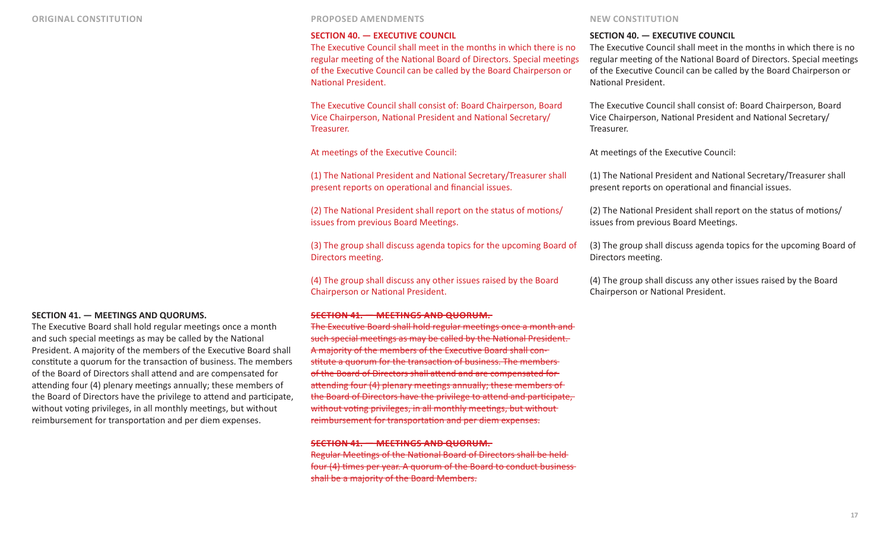## ORIGINAL CONSTITUTION

### SECTION 41. — MEETINGS AND QUORUMS.

The Executive Board shall hold regular meetings once a month and such special meetings as may be called by the National President. A majority of the members of the Executive Board shall constitute a quorum for the transaction of business. The members of the Board of Directors shall attend and are compensated for attending four (4) plenary meetings annually; these members of the Board of Directors have the privilege to attend and participate, without voting privileges, in all monthly meetings, but without reimbursement for transportation and per diem expenses.

## PROPOSED AMENDMENTS

### SECTION 40. — EXECUTIVE COUNCIL

The Executive Council shall meet in the months in which there is no regular meeting of the National Board of Directors. Special meetings of the Executive Council can be called by the Board Chairperson or National President.

The Executive Council shall consist of: Board Chairperson, Board Vice Chairperson, National President and National Secretary/Treasurer.

At meetings of the Executive Council:

(1) The National President and National Secretary/Treasurer shall present reports on operational and financial issues.

(2) The National President shall report on the status of motions/issues from previous Board Meetings.

(3) The group shall discuss agenda topics for the upcoming Board of Directors meeting.

(4) The group shall discuss any other issues raised by the Board Chairperson or National President.

### ~~SECTION 41. — MEETINGS AND QUORUM.~~

~~The Executive Board shall hold regular meetings once a month and such special meetings as may be called by the National President. A majority of the members of the Executive Board shall constitute a quorum for the transaction of business. The members of the Board of Directors shall attend and are compensated for attending four (4) plenary meetings annually; these members of the Board of Directors have the privilege to attend and participate, without voting privileges, in all monthly meetings, but without reimbursement for transportation and per diem expenses.~~

### ~~SECTION 41. — MEETINGS AND QUORUM.~~

~~Regular Meetings of the National Board of Directors shall be held four (4) times per year. A quorum of the Board to conduct business shall be a majority of the Board Members.~~

## NEW CONSTITUTION

### SECTION 40. — EXECUTIVE COUNCIL

The Executive Council shall meet in the months in which there is no regular meeting of the National Board of Directors. Special meetings of the Executive Council can be called by the Board Chairperson or National President.

The Executive Council shall consist of: Board Chairperson, Board Vice Chairperson, National President and National Secretary/Treasurer.

At meetings of the Executive Council:

(1) The National President and National Secretary/Treasurer shall present reports on operational and financial issues.

(2) The National President shall report on the status of motions/issues from previous Board Meetings.

(3) The group shall discuss agenda topics for the upcoming Board of Directors meeting.

(4) The group shall discuss any other issues raised by the Board Chairperson or National President.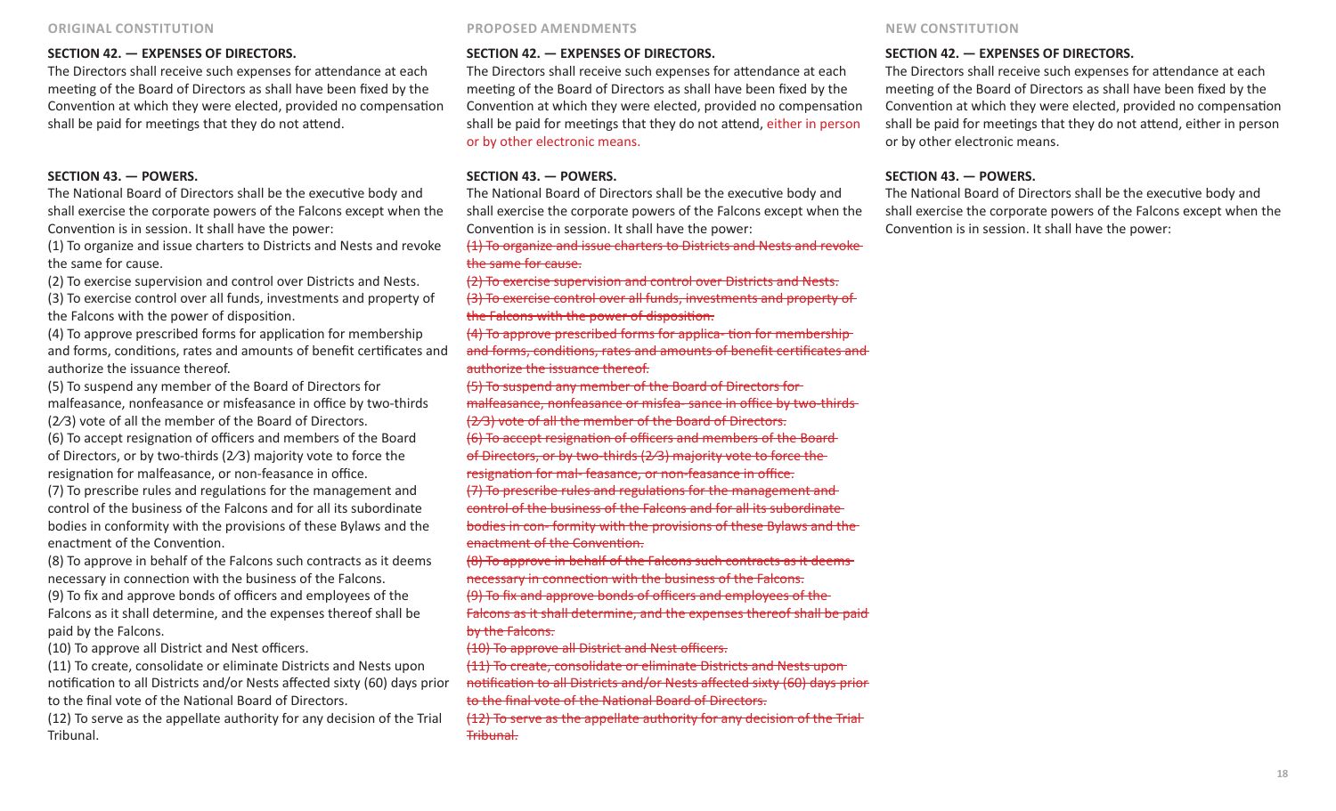## ORIGINAL CONSTITUTION

### SECTION 42. — EXPENSES OF DIRECTORS.

The Directors shall receive such expenses for attendance at each meeting of the Board of Directors as shall have been fixed by the Convention at which they were elected, provided no compensation shall be paid for meetings that they do not attend.

### SECTION 43. — POWERS.

The National Board of Directors shall be the executive body and shall exercise the corporate powers of the Falcons except when the Convention is in session. It shall have the power:

(1) To organize and issue charters to Districts and Nests and revoke the same for cause.

(2) To exercise supervision and control over Districts and Nests.

(3) To exercise control over all funds, investments and property of the Falcons with the power of disposition.

(4) To approve prescribed forms for application for membership and forms, conditions, rates and amounts of benefit certificates and authorize the issuance thereof.

(5) To suspend any member of the Board of Directors for malfeasance, nonfeasance or misfeasance in office by two-thirds (2⁄3) vote of all the member of the Board of Directors.

(6) To accept resignation of officers and members of the Board of Directors, or by two-thirds (2⁄3) majority vote to force the resignation for malfeasance, or non-feasance in office.

(7) To prescribe rules and regulations for the management and control of the business of the Falcons and for all its subordinate bodies in conformity with the provisions of these Bylaws and the enactment of the Convention.

(8) To approve in behalf of the Falcons such contracts as it deems necessary in connection with the business of the Falcons.

(9) To fix and approve bonds of officers and employees of the Falcons as it shall determine, and the expenses thereof shall be paid by the Falcons.

(10) To approve all District and Nest officers.

(11) To create, consolidate or eliminate Districts and Nests upon notification to all Districts and/or Nests affected sixty (60) days prior to the final vote of the National Board of Directors.

(12) To serve as the appellate authority for any decision of the Trial Tribunal.

## PROPOSED AMENDMENTS

### SECTION 42. — EXPENSES OF DIRECTORS.

The Directors shall receive such expenses for attendance at each meeting of the Board of Directors as shall have been fixed by the Convention at which they were elected, provided no compensation shall be paid for meetings that they do not attend, either in person or by other electronic means.

### SECTION 43. — POWERS.

The National Board of Directors shall be the executive body and shall exercise the corporate powers of the Falcons except when the Convention is in session. It shall have the power:

~~(1) To organize and issue charters to Districts and Nests and revoke the same for cause.~~

~~(2) To exercise supervision and control over Districts and Nests.~~

~~(3) To exercise control over all funds, investments and property of the Falcons with the power of disposition.~~

~~(4) To approve prescribed forms for applica- tion for membership and forms, conditions, rates and amounts of benefit certificates and authorize the issuance thereof.~~

~~(5) To suspend any member of the Board of Directors for malfeasance, nonfeasance or misfea- sance in office by two-thirds (2⁄3) vote of all the member of the Board of Directors.~~

~~(6) To accept resignation of officers and members of the Board of Directors, or by two-thirds (2⁄3) majority vote to force the resignation for mal- feasance, or non-feasance in office.~~

~~(7) To prescribe rules and regulations for the management and control of the business of the Falcons and for all its subordinate bodies in con- formity with the provisions of these Bylaws and the enactment of the Convention.~~

~~(8) To approve in behalf of the Falcons such contracts as it deems necessary in connection with the business of the Falcons.~~

~~(9) To fix and approve bonds of officers and employees of the Falcons as it shall determine, and the expenses thereof shall be paid by the Falcons.~~

~~(10) To approve all District and Nest officers.~~

~~(11) To create, consolidate or eliminate Districts and Nests upon notification to all Districts and/or Nests affected sixty (60) days prior to the final vote of the National Board of Directors.~~

~~(12) To serve as the appellate authority for any decision of the Trial Tribunal.~~

## NEW CONSTITUTION

### SECTION 42. — EXPENSES OF DIRECTORS.

The Directors shall receive such expenses for attendance at each meeting of the Board of Directors as shall have been fixed by the Convention at which they were elected, provided no compensation shall be paid for meetings that they do not attend, either in person or by other electronic means.

### SECTION 43. — POWERS.

The National Board of Directors shall be the executive body and shall exercise the corporate powers of the Falcons except when the Convention is in session. It shall have the power: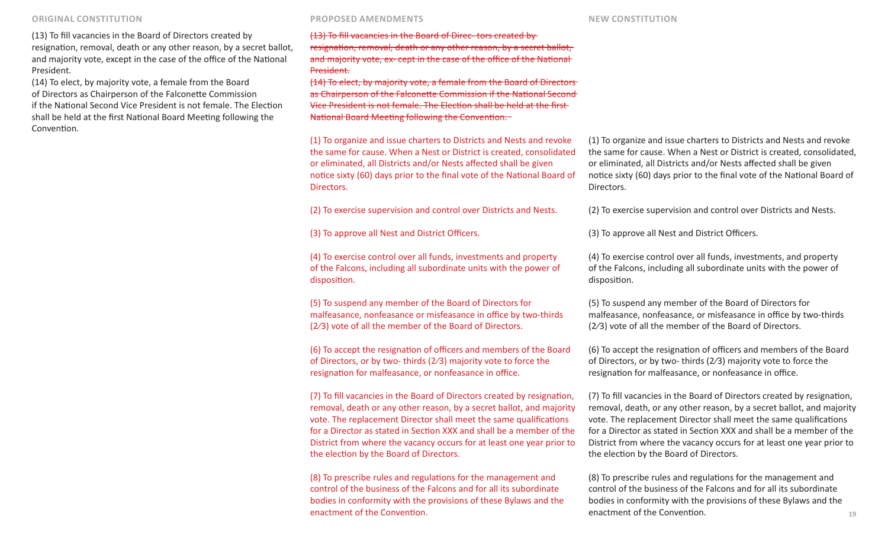| ORIGINAL CONSTITUTION | PROPOSED AMENDMENTS | NEW CONSTITUTION |
|---|---|---|
| (13) To fill vacancies in the Board of Directors created by resignation, removal, death or any other reason, by a secret ballot, and majority vote, except in the case of the office of the National President. | ~~(13) To fill vacancies in the Board of Direc- tors created by resignation, removal, death or any other reason, by a secret ballot, and majority vote, ex- cept in the case of the office of the National President.~~ | |
| (14) To elect, by majority vote, a female from the Board of Directors as Chairperson of the Falconette Commission if the National Second Vice President is not female. The Election shall be held at the first National Board Meeting following the Convention. | ~~(14) To elect, by majority vote, a female from the Board of Directors as Chairperson of the Falconette Commission if the National Second Vice President is not female. The Election shall be held at the first National Board Meeting following the Convention.~~ | |
| | (1) To organize and issue charters to Districts and Nests and revoke the same for cause. When a Nest or District is created, consolidated or eliminated, all Districts and/or Nests affected shall be given notice sixty (60) days prior to the final vote of the National Board of Directors. | (1) To organize and issue charters to Districts and Nests and revoke the same for cause. When a Nest or District is created, consolidated, or eliminated, all Districts and/or Nests affected shall be given notice sixty (60) days prior to the final vote of the National Board of Directors. |
| | (2) To exercise supervision and control over Districts and Nests. | (2) To exercise supervision and control over Districts and Nests. |
| | (3) To approve all Nest and District Officers. | (3) To approve all Nest and District Officers. |
| | (4) To exercise control over all funds, investments and property of the Falcons, including all subordinate units with the power of disposition. | (4) To exercise control over all funds, investments, and property of the Falcons, including all subordinate units with the power of disposition. |
| | (5) To suspend any member of the Board of Directors for malfeasance, nonfeasance or misfeasance in office by two-thirds (2⁄3) vote of all the member of the Board of Directors. | (5) To suspend any member of the Board of Directors for malfeasance, nonfeasance, or misfeasance in office by two-thirds (2⁄3) vote of all the member of the Board of Directors. |
| | (6) To accept the resignation of officers and members of the Board of Directors, or by two- thirds (2⁄3) majority vote to force the resignation for malfeasance, or nonfeasance in office. | (6) To accept the resignation of officers and members of the Board of Directors, or by two- thirds (2⁄3) majority vote to force the resignation for malfeasance, or nonfeasance in office. |
| | (7) To fill vacancies in the Board of Directors created by resignation, removal, death or any other reason, by a secret ballot, and majority vote. The replacement Director shall meet the same qualifications for a Director as stated in Section XXX and shall be a member of the District from where the vacancy occurs for at least one year prior to the election by the Board of Directors. | (7) To fill vacancies in the Board of Directors created by resignation, removal, death, or any other reason, by a secret ballot, and majority vote. The replacement Director shall meet the same qualifications for a Director as stated in Section XXX and shall be a member of the District from where the vacancy occurs for at least one year prior to the election by the Board of Directors. |
| | (8) To prescribe rules and regulations for the management and control of the business of the Falcons and for all its subordinate bodies in conformity with the provisions of these Bylaws and the enactment of the Convention. | (8) To prescribe rules and regulations for the management and control of the business of the Falcons and for all its subordinate bodies in conformity with the provisions of these Bylaws and the enactment of the Convention. |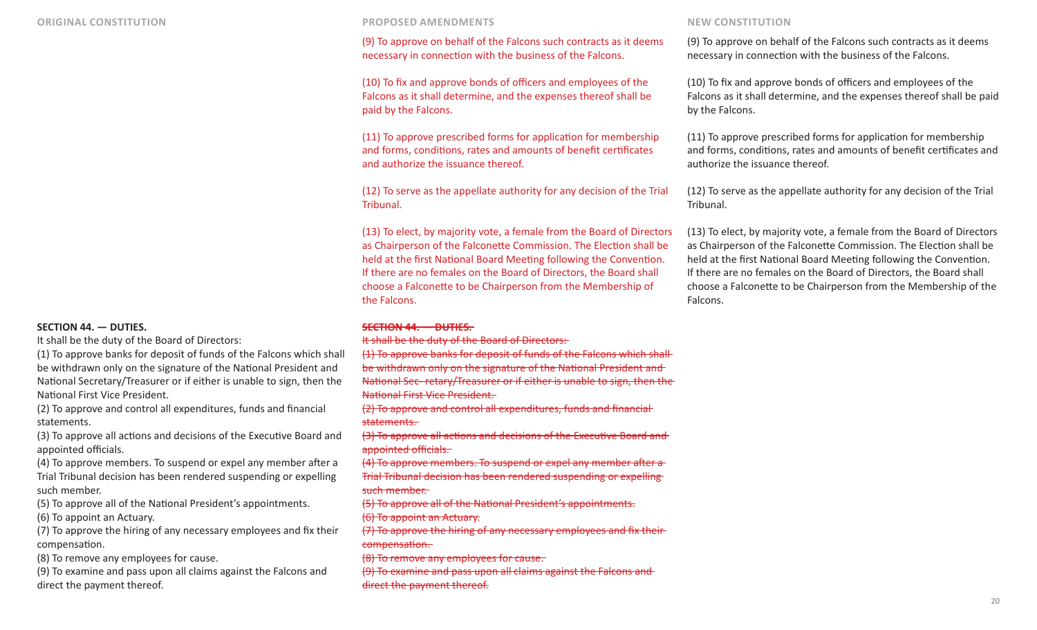| ORIGINAL CONSTITUTION | PROPOSED AMENDMENTS | NEW CONSTITUTION |
| --- | --- | --- |
| | (9) To approve on behalf of the Falcons such contracts as it deems necessary in connection with the business of the Falcons. | (9) To approve on behalf of the Falcons such contracts as it deems necessary in connection with the business of the Falcons. |
| | (10) To fix and approve bonds of officers and employees of the Falcons as it shall determine, and the expenses thereof shall be paid by the Falcons. | (10) To fix and approve bonds of officers and employees of the Falcons as it shall determine, and the expenses thereof shall be paid by the Falcons. |
| | (11) To approve prescribed forms for application for membership and forms, conditions, rates and amounts of benefit certificates and authorize the issuance thereof. | (11) To approve prescribed forms for application for membership and forms, conditions, rates and amounts of benefit certificates and authorize the issuance thereof. |
| | (12) To serve as the appellate authority for any decision of the Trial Tribunal. | (12) To serve as the appellate authority for any decision of the Trial Tribunal. |
| | (13) To elect, by majority vote, a female from the Board of Directors as Chairperson of the Falconette Commission. The Election shall be held at the first National Board Meeting following the Convention. If there are no females on the Board of Directors, the Board shall choose a Falconette to be Chairperson from the Membership of the Falcons. | (13) To elect, by majority vote, a female from the Board of Directors as Chairperson of the Falconette Commission. The Election shall be held at the first National Board Meeting following the Convention. If there are no females on the Board of Directors, the Board shall choose a Falconette to be Chairperson from the Membership of the Falcons. |
| **SECTION 44. — DUTIES.**<br>It shall be the duty of the Board of Directors:<br>(1) To approve banks for deposit of funds of the Falcons which shall be withdrawn only on the signature of the National President and National Secretary/Treasurer or if either is unable to sign, then the National First Vice President.<br>(2) To approve and control all expenditures, funds and financial statements.<br>(3) To approve all actions and decisions of the Executive Board and appointed officials.<br>(4) To approve members. To suspend or expel any member after a Trial Tribunal decision has been rendered suspending or expelling such member.<br>(5) To approve all of the National President's appointments.<br>(6) To appoint an Actuary.<br>(7) To approve the hiring of any necessary employees and fix their compensation.<br>(8) To remove any employees for cause.<br>(9) To examine and pass upon all claims against the Falcons and direct the payment thereof. | ~~**SECTION 44. — DUTIES.**~~<br>~~It shall be the duty of the Board of Directors:~~<br>~~(1) To approve banks for deposit of funds of the Falcons which shall be withdrawn only on the signature of the National President and National Sec- retary/Treasurer or if either is unable to sign, then the National First Vice President.~~<br>~~(2) To approve and control all expenditures, funds and financial statements.~~<br>~~(3) To approve all actions and decisions of the Executive Board and appointed officials.~~<br>~~(4) To approve members. To suspend or expel any member after a Trial Tribunal decision has been rendered suspending or expelling such member.~~<br>~~(5) To approve all of the National President's appointments.~~<br>~~(6) To appoint an Actuary.~~<br>~~(7) To approve the hiring of any necessary employees and fix their compensation.~~<br>~~(8) To remove any employees for cause.~~<br>~~(9) To examine and pass upon all claims against the Falcons and direct the payment thereof.~~ | |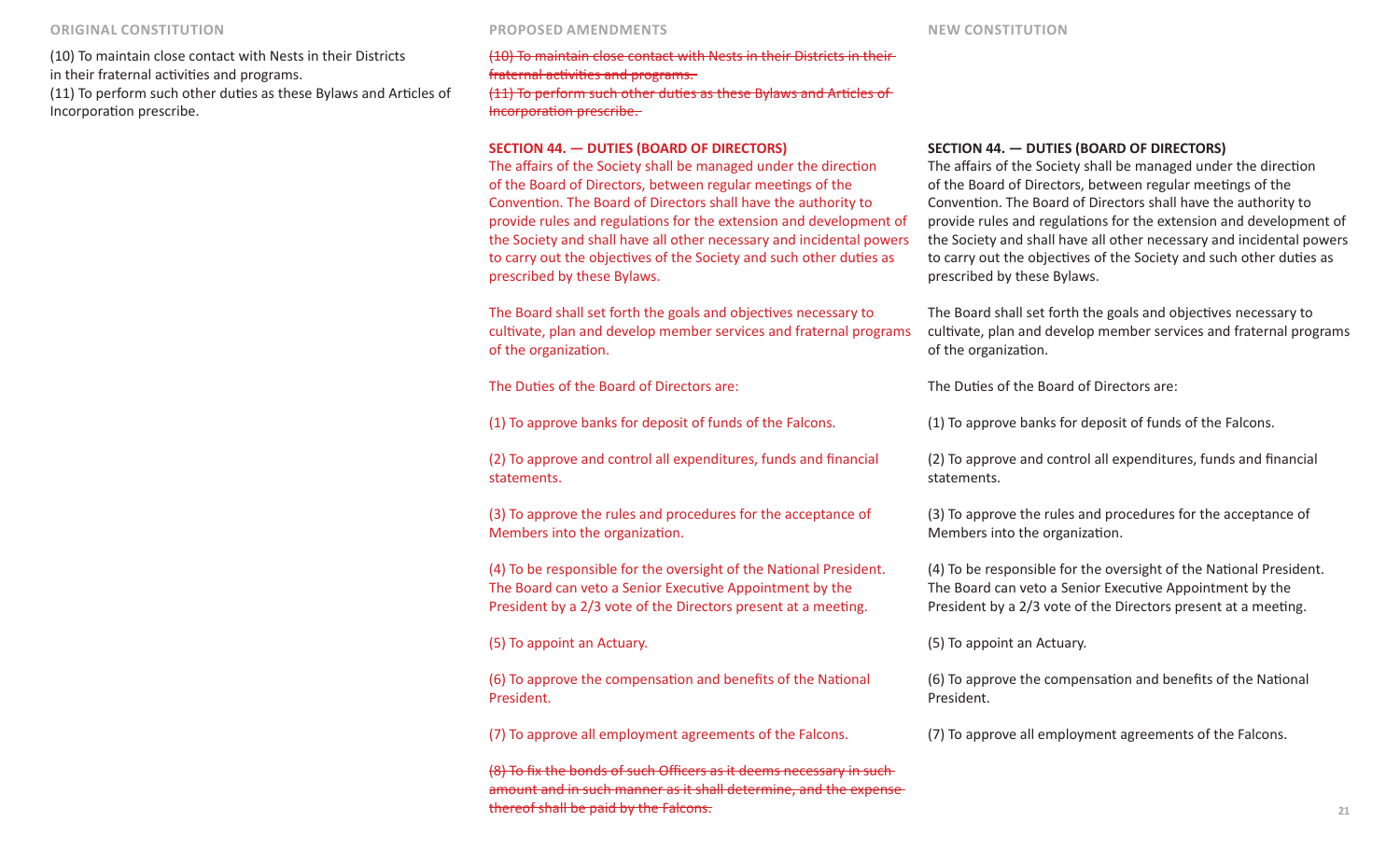| ORIGINAL CONSTITUTION | PROPOSED AMENDMENTS | NEW CONSTITUTION |
| --- | --- | --- |
| (10) To maintain close contact with Nests in their Districts in their fraternal activities and programs. | ~~(10) To maintain close contact with Nests in their Districts in their fraternal activities and programs.~~ | |
| (11) To perform such other duties as these Bylaws and Articles of Incorporation prescribe. | ~~(11) To perform such other duties as these Bylaws and Articles of Incorporation prescribe.~~ | |
| | **SECTION 44. — DUTIES (BOARD OF DIRECTORS)** | **SECTION 44. — DUTIES (BOARD OF DIRECTORS)** |
| | The affairs of the Society shall be managed under the direction of the Board of Directors, between regular meetings of the Convention. The Board of Directors shall have the authority to provide rules and regulations for the extension and development of the Society and shall have all other necessary and incidental powers to carry out the objectives of the Society and such other duties as prescribed by these Bylaws. | The affairs of the Society shall be managed under the direction of the Board of Directors, between regular meetings of the Convention. The Board of Directors shall have the authority to provide rules and regulations for the extension and development of the Society and shall have all other necessary and incidental powers to carry out the objectives of the Society and such other duties as prescribed by these Bylaws. |
| | The Board shall set forth the goals and objectives necessary to cultivate, plan and develop member services and fraternal programs of the organization. | The Board shall set forth the goals and objectives necessary to cultivate, plan and develop member services and fraternal programs of the organization. |
| | The Duties of the Board of Directors are: | The Duties of the Board of Directors are: |
| | (1) To approve banks for deposit of funds of the Falcons. | (1) To approve banks for deposit of funds of the Falcons. |
| | (2) To approve and control all expenditures, funds and financial statements. | (2) To approve and control all expenditures, funds and financial statements. |
| | (3) To approve the rules and procedures for the acceptance of Members into the organization. | (3) To approve the rules and procedures for the acceptance of Members into the organization. |
| | (4) To be responsible for the oversight of the National President. The Board can veto a Senior Executive Appointment by the President by a 2/3 vote of the Directors present at a meeting. | (4) To be responsible for the oversight of the National President. The Board can veto a Senior Executive Appointment by the President by a 2/3 vote of the Directors present at a meeting. |
| | (5) To appoint an Actuary. | (5) To appoint an Actuary. |
| | (6) To approve the compensation and benefits of the National President. | (6) To approve the compensation and benefits of the National President. |
| | (7) To approve all employment agreements of the Falcons. | (7) To approve all employment agreements of the Falcons. |
| | ~~(8) To fix the bonds of such Officers as it deems necessary in such amount and in such manner as it shall determine, and the expense thereof shall be paid by the Falcons.~~ | |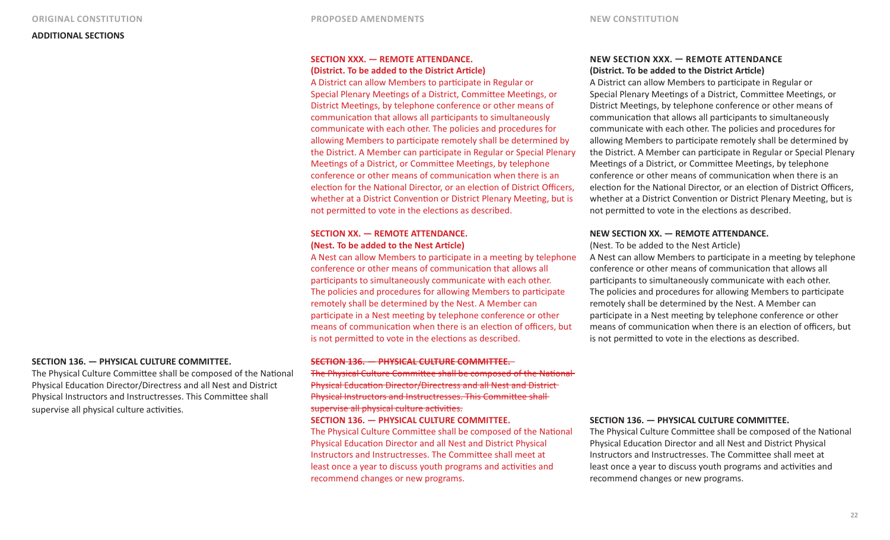| ORIGINAL CONSTITUTION | PROPOSED AMENDMENTS | NEW CONSTITUTION |
|---|---|---|
| **ADDITIONAL SECTIONS** | | |
| | **SECTION XXX. — REMOTE ATTENDANCE. (District. To be added to the District Article)** A District can allow Members to participate in Regular or Special Plenary Meetings of a District, Committee Meetings, or District Meetings, by telephone conference or other means of communication that allows all participants to simultaneously communicate with each other. The policies and procedures for allowing Members to participate remotely shall be determined by the District. A Member can participate in Regular or Special Plenary Meetings of a District, or Committee Meetings, by telephone conference or other means of communication when there is an election for the National Director, or an election of District Officers, whether at a District Convention or District Plenary Meeting, but is not permitted to vote in the elections as described. | **NEW SECTION XXX. — REMOTE ATTENDANCE (District. To be added to the District Article)** A District can allow Members to participate in Regular or Special Plenary Meetings of a District, Committee Meetings, or District Meetings, by telephone conference or other means of communication that allows all participants to simultaneously communicate with each other. The policies and procedures for allowing Members to participate remotely shall be determined by the District. A Member can participate in Regular or Special Plenary Meetings of a District, or Committee Meetings, by telephone conference or other means of communication when there is an election for the National Director, or an election of District Officers, whether at a District Convention or District Plenary Meeting, but is not permitted to vote in the elections as described. |
| | **SECTION XX. — REMOTE ATTENDANCE. (Nest. To be added to the Nest Article)** A Nest can allow Members to participate in a meeting by telephone conference or other means of communication that allows all participants to simultaneously communicate with each other. The policies and procedures for allowing Members to participate remotely shall be determined by the Nest. A Member can participate in a Nest meeting by telephone conference or other means of communication when there is an election of officers, but is not permitted to vote in the elections as described. | **NEW SECTION XX. — REMOTE ATTENDANCE.** (Nest. To be added to the Nest Article) A Nest can allow Members to participate in a meeting by telephone conference or other means of communication that allows all participants to simultaneously communicate with each other. The policies and procedures for allowing Members to participate remotely shall be determined by the Nest. A Member can participate in a Nest meeting by telephone conference or other means of communication when there is an election of officers, but is not permitted to vote in the elections as described. |
| **SECTION 136. — PHYSICAL CULTURE COMMITTEE.** The Physical Culture Committee shall be composed of the National Physical Education Director/Directress and all Nest and District Physical Instructors and Instructresses. This Committee shall supervise all physical culture activities. | ~~**SECTION 136. — PHYSICAL CULTURE COMMITTEE.** The Physical Culture Committee shall be composed of the National Physical Education Director/Directress and all Nest and District Physical Instructors and Instructresses. This Committee shall supervise all physical culture activities.~~ **SECTION 136. — PHYSICAL CULTURE COMMITTEE.** The Physical Culture Committee shall be composed of the National Physical Education Director and all Nest and District Physical Instructors and Instructresses. The Committee shall meet at least once a year to discuss youth programs and activities and recommend changes or new programs. | **SECTION 136. — PHYSICAL CULTURE COMMITTEE.** The Physical Culture Committee shall be composed of the National Physical Education Director and all Nest and District Physical Instructors and Instructresses. The Committee shall meet at least once a year to discuss youth programs and activities and recommend changes or new programs. |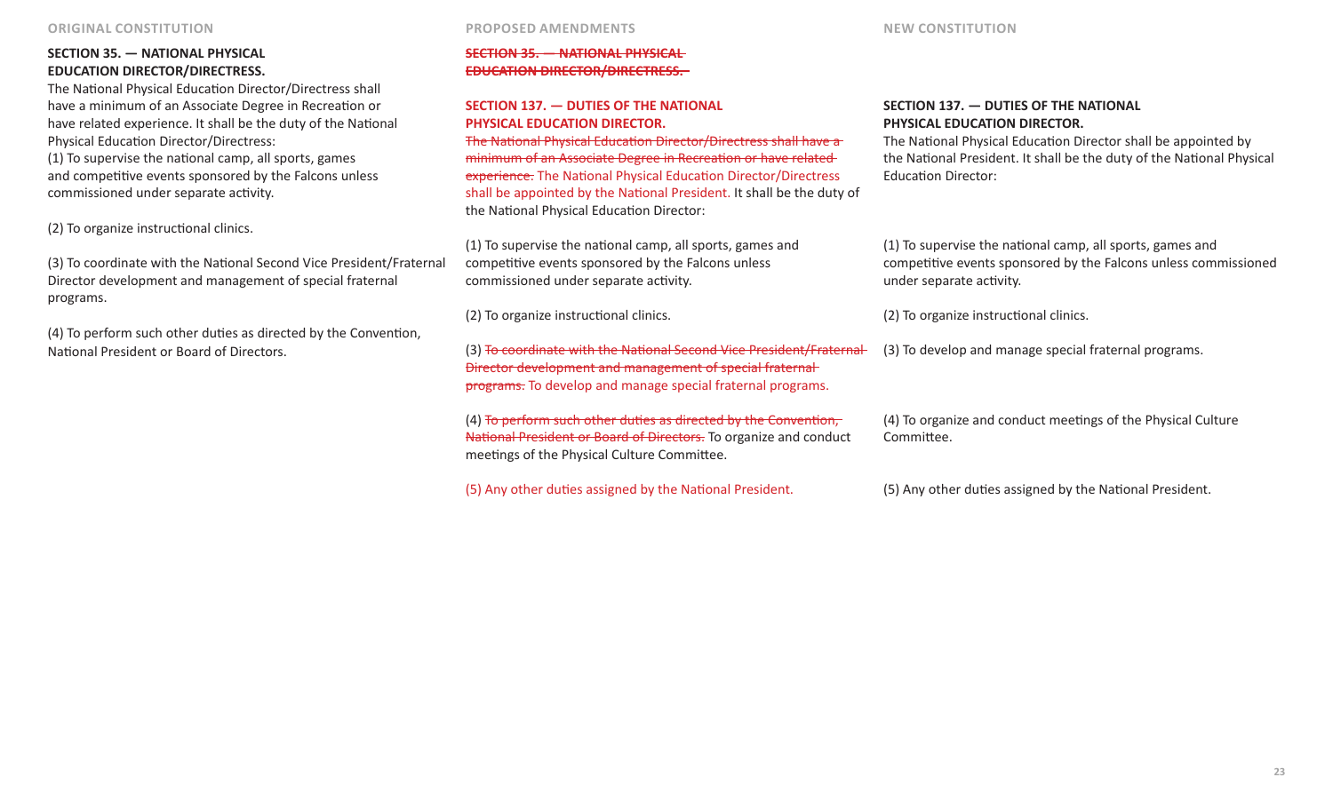**ORIGINAL CONSTITUTION**

**SECTION 35. — NATIONAL PHYSICAL EDUCATION DIRECTOR/DIRECTRESS.**

The National Physical Education Director/Directress shall have a minimum of an Associate Degree in Recreation or have related experience. It shall be the duty of the National Physical Education Director/Directress:

(1) To supervise the national camp, all sports, games and competitive events sponsored by the Falcons unless commissioned under separate activity.

(2) To organize instructional clinics.

(3) To coordinate with the National Second Vice President/Fraternal Director development and management of special fraternal programs.

(4) To perform such other duties as directed by the Convention, National President or Board of Directors.

**PROPOSED AMENDMENTS**

~~**SECTION 35. — NATIONAL PHYSICAL EDUCATION DIRECTOR/DIRECTRESS.**~~

**SECTION 137. — DUTIES OF THE NATIONAL PHYSICAL EDUCATION DIRECTOR.**

~~The National Physical Education Director/Directress shall have a minimum of an Associate Degree in Recreation or have related experience.~~ The National Physical Education Director/Directress shall be appointed by the National President. It shall be the duty of the National Physical Education Director:

(1) To supervise the national camp, all sports, games and competitive events sponsored by the Falcons unless commissioned under separate activity.

(2) To organize instructional clinics.

(3) ~~To coordinate with the National Second Vice President/Fraternal Director development and management of special fraternal programs.~~ To develop and manage special fraternal programs.

(4) ~~To perform such other duties as directed by the Convention, National President or Board of Directors.~~ To organize and conduct meetings of the Physical Culture Committee.

(5) Any other duties assigned by the National President.

**NEW CONSTITUTION**

**SECTION 137. — DUTIES OF THE NATIONAL PHYSICAL EDUCATION DIRECTOR.**

The National Physical Education Director shall be appointed by the National President. It shall be the duty of the National Physical Education Director:

(1) To supervise the national camp, all sports, games and competitive events sponsored by the Falcons unless commissioned under separate activity.

(2) To organize instructional clinics.

(3) To develop and manage special fraternal programs.

(4) To organize and conduct meetings of the Physical Culture Committee.

(5) Any other duties assigned by the National President.